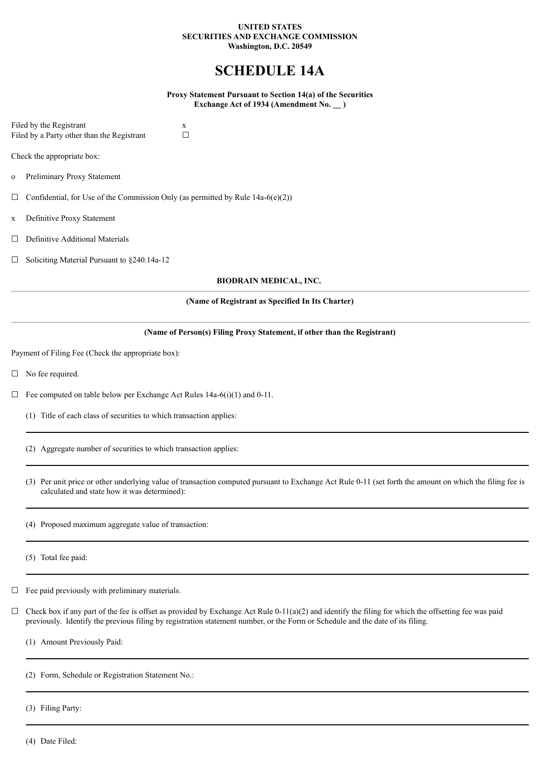**UNITED STATES**
**SECURITIES AND EXCHANGE COMMISSION**
**Washington, D.C. 20549**

# SCHEDULE 14A

**Proxy Statement Pursuant to Section 14(a) of the Securities Exchange Act of 1934 (Amendment No. __ )**

Filed by the Registrant x
Filed by a Party other than the Registrant ☐

Check the appropriate box:

o Preliminary Proxy Statement

☐ Confidential, for Use of the Commission Only (as permitted by Rule 14a-6(e)(2))

x Definitive Proxy Statement

☐ Definitive Additional Materials

☐ Soliciting Material Pursuant to §240.14a-12

**BIODRAIN MEDICAL, INC.**

---

**(Name of Registrant as Specified In Its Charter)**

---

**(Name of Person(s) Filing Proxy Statement, if other than the Registrant)**

Payment of Filing Fee (Check the appropriate box):

☐ No fee required.

☐ Fee computed on table below per Exchange Act Rules 14a-6(i)(1) and 0-11.

(1) Title of each class of securities to which transaction applies:

---

(2) Aggregate number of securities to which transaction applies:

---

(3) Per unit price or other underlying value of transaction computed pursuant to Exchange Act Rule 0-11 (set forth the amount on which the filing fee is calculated and state how it was determined):

---

(4) Proposed maximum aggregate value of transaction:

---

(5) Total fee paid:

---

☐ Fee paid previously with preliminary materials.

☐ Check box if any part of the fee is offset as provided by Exchange Act Rule 0-11(a)(2) and identify the filing for which the offsetting fee was paid previously. Identify the previous filing by registration statement number, or the Form or Schedule and the date of its filing.

(1) Amount Previously Paid:

---

(2) Form, Schedule or Registration Statement No.:

---

(3) Filing Party:

---

(4) Date Filed: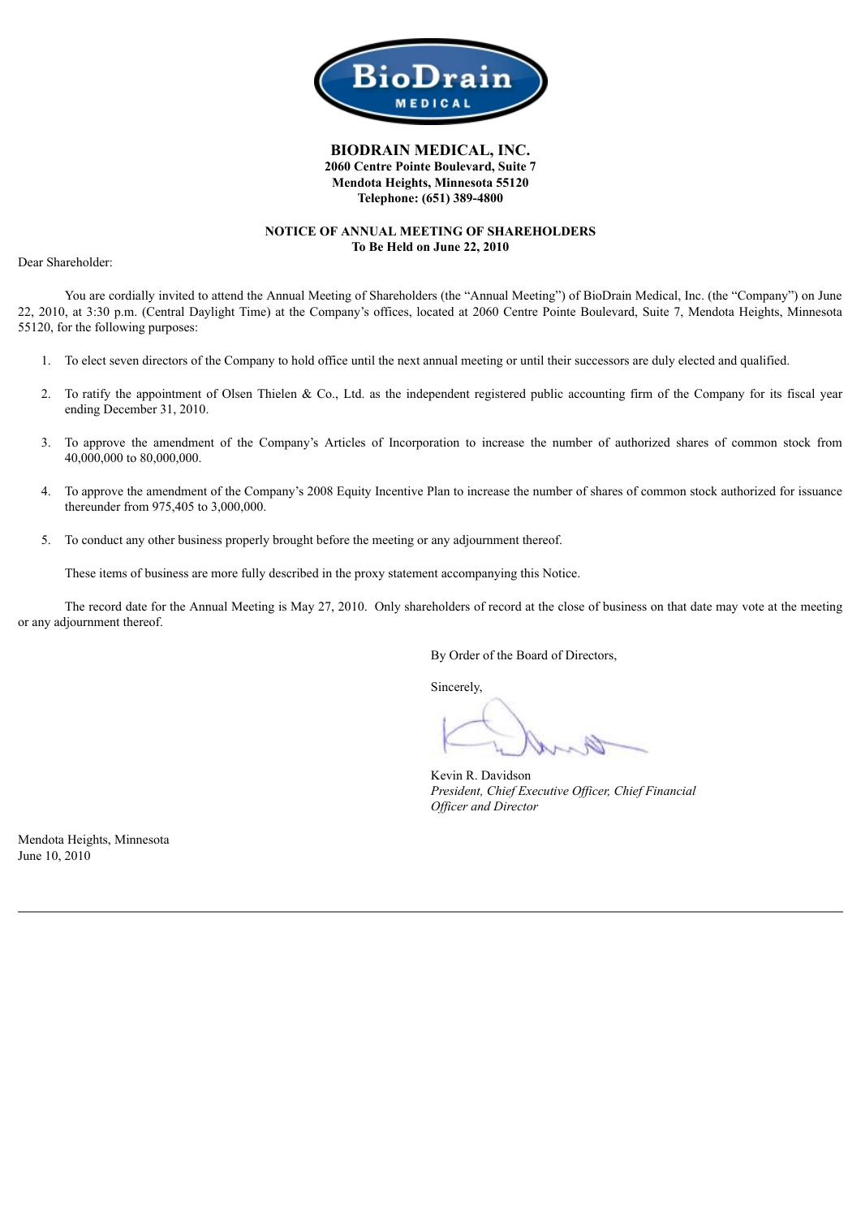# BIODRAIN MEDICAL, INC.

**2060 Centre Pointe Boulevard, Suite 7**
**Mendota Heights, Minnesota 55120**
**Telephone: (651) 389-4800**

## NOTICE OF ANNUAL MEETING OF SHAREHOLDERS
**To Be Held on June 22, 2010**

Dear Shareholder:

You are cordially invited to attend the Annual Meeting of Shareholders (the "Annual Meeting") of BioDrain Medical, Inc. (the "Company") on June 22, 2010, at 3:30 p.m. (Central Daylight Time) at the Company's offices, located at 2060 Centre Pointe Boulevard, Suite 7, Mendota Heights, Minnesota 55120, for the following purposes:

1. To elect seven directors of the Company to hold office until the next annual meeting or until their successors are duly elected and qualified.
2. To ratify the appointment of Olsen Thielen & Co., Ltd. as the independent registered public accounting firm of the Company for its fiscal year ending December 31, 2010.
3. To approve the amendment of the Company's Articles of Incorporation to increase the number of authorized shares of common stock from 40,000,000 to 80,000,000.
4. To approve the amendment of the Company's 2008 Equity Incentive Plan to increase the number of shares of common stock authorized for issuance thereunder from 975,405 to 3,000,000.
5. To conduct any other business properly brought before the meeting or any adjournment thereof.

These items of business are more fully described in the proxy statement accompanying this Notice.

The record date for the Annual Meeting is May 27, 2010. Only shareholders of record at the close of business on that date may vote at the meeting or any adjournment thereof.

By Order of the Board of Directors,

Sincerely,

Kevin R. Davidson
*President, Chief Executive Officer, Chief Financial Officer and Director*

Mendota Heights, Minnesota
June 10, 2010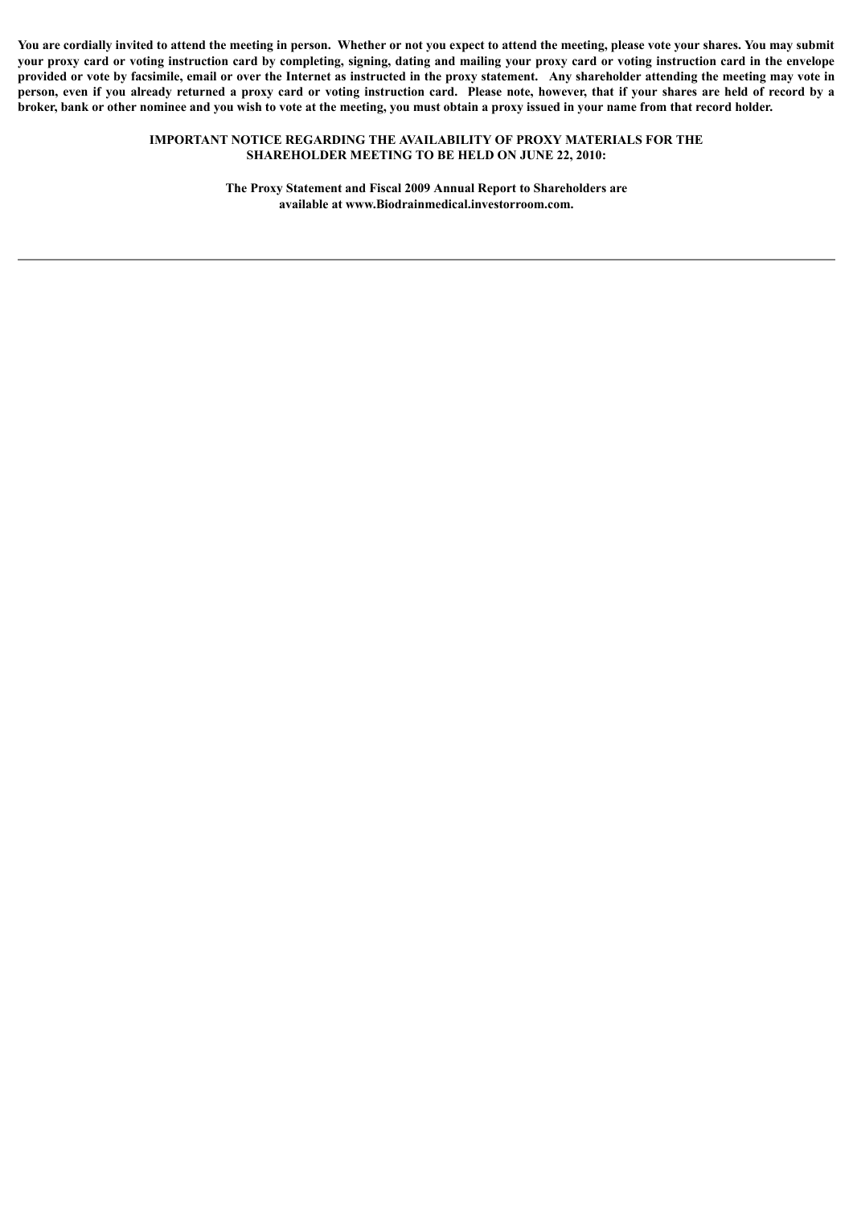**You are cordially invited to attend the meeting in person. Whether or not you expect to attend the meeting, please vote your shares. You may submit your proxy card or voting instruction card by completing, signing, dating and mailing your proxy card or voting instruction card in the envelope provided or vote by facsimile, email or over the Internet as instructed in the proxy statement. Any shareholder attending the meeting may vote in person, even if you already returned a proxy card or voting instruction card. Please note, however, that if your shares are held of record by a broker, bank or other nominee and you wish to vote at the meeting, you must obtain a proxy issued in your name from that record holder.**

**IMPORTANT NOTICE REGARDING THE AVAILABILITY OF PROXY MATERIALS FOR THE SHAREHOLDER MEETING TO BE HELD ON JUNE 22, 2010:**

**The Proxy Statement and Fiscal 2009 Annual Report to Shareholders are available at www.Biodrainmedical.investorroom.com.**

---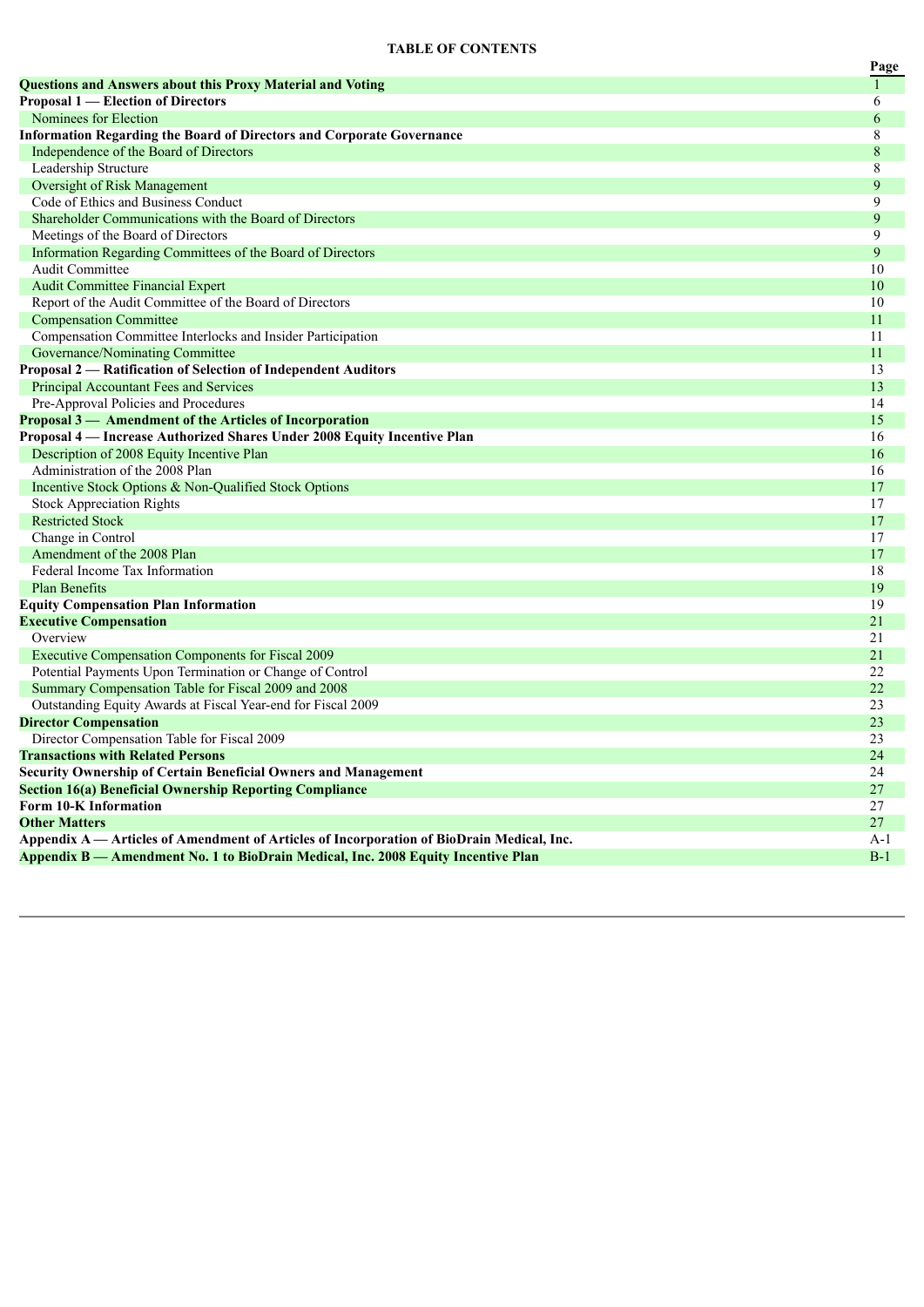**TABLE OF CONTENTS**

| | Page |
|---|---|
| **Questions and Answers about this Proxy Material and Voting** | 1 |
| **Proposal 1 — Election of Directors** | 6 |
| Nominees for Election | 6 |
| **Information Regarding the Board of Directors and Corporate Governance** | 8 |
| Independence of the Board of Directors | 8 |
| Leadership Structure | 8 |
| Oversight of Risk Management | 9 |
| Code of Ethics and Business Conduct | 9 |
| Shareholder Communications with the Board of Directors | 9 |
| Meetings of the Board of Directors | 9 |
| Information Regarding Committees of the Board of Directors | 9 |
| Audit Committee | 10 |
| Audit Committee Financial Expert | 10 |
| Report of the Audit Committee of the Board of Directors | 10 |
| Compensation Committee | 11 |
| Compensation Committee Interlocks and Insider Participation | 11 |
| Governance/Nominating Committee | 11 |
| **Proposal 2 — Ratification of Selection of Independent Auditors** | 13 |
| Principal Accountant Fees and Services | 13 |
| Pre-Approval Policies and Procedures | 14 |
| **Proposal 3 — Amendment of the Articles of Incorporation** | 15 |
| **Proposal 4 — Increase Authorized Shares Under 2008 Equity Incentive Plan** | 16 |
| Description of 2008 Equity Incentive Plan | 16 |
| Administration of the 2008 Plan | 16 |
| Incentive Stock Options & Non-Qualified Stock Options | 17 |
| Stock Appreciation Rights | 17 |
| Restricted Stock | 17 |
| Change in Control | 17 |
| Amendment of the 2008 Plan | 17 |
| Federal Income Tax Information | 18 |
| Plan Benefits | 19 |
| **Equity Compensation Plan Information** | 19 |
| **Executive Compensation** | 21 |
| Overview | 21 |
| Executive Compensation Components for Fiscal 2009 | 21 |
| Potential Payments Upon Termination or Change of Control | 22 |
| Summary Compensation Table for Fiscal 2009 and 2008 | 22 |
| Outstanding Equity Awards at Fiscal Year-end for Fiscal 2009 | 23 |
| **Director Compensation** | 23 |
| Director Compensation Table for Fiscal 2009 | 23 |
| **Transactions with Related Persons** | 24 |
| **Security Ownership of Certain Beneficial Owners and Management** | 24 |
| **Section 16(a) Beneficial Ownership Reporting Compliance** | 27 |
| **Form 10-K Information** | 27 |
| **Other Matters** | 27 |
| **Appendix A — Articles of Amendment of Articles of Incorporation of BioDrain Medical, Inc.** | A-1 |
| **Appendix B — Amendment No. 1 to BioDrain Medical, Inc. 2008 Equity Incentive Plan** | B-1 |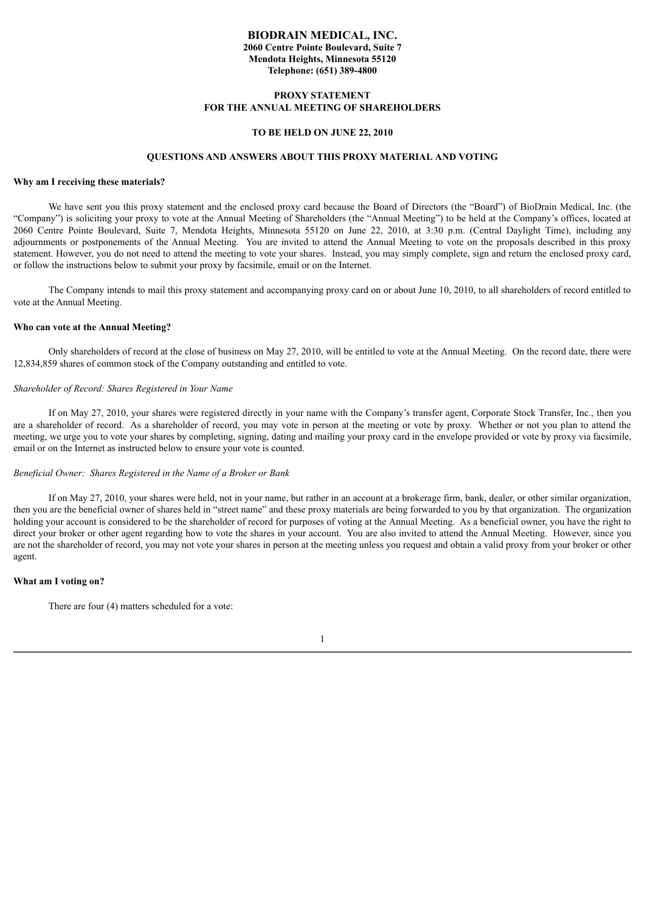# BIODRAIN MEDICAL, INC.

**2060 Centre Pointe Boulevard, Suite 7**
**Mendota Heights, Minnesota 55120**
**Telephone: (651) 389-4800**

## PROXY STATEMENT
## FOR THE ANNUAL MEETING OF SHAREHOLDERS

### TO BE HELD ON JUNE 22, 2010

### QUESTIONS AND ANSWERS ABOUT THIS PROXY MATERIAL AND VOTING

**Why am I receiving these materials?**

We have sent you this proxy statement and the enclosed proxy card because the Board of Directors (the "Board") of BioDrain Medical, Inc. (the "Company") is soliciting your proxy to vote at the Annual Meeting of Shareholders (the "Annual Meeting") to be held at the Company's offices, located at 2060 Centre Pointe Boulevard, Suite 7, Mendota Heights, Minnesota 55120 on June 22, 2010, at 3:30 p.m. (Central Daylight Time), including any adjournments or postponements of the Annual Meeting. You are invited to attend the Annual Meeting to vote on the proposals described in this proxy statement. However, you do not need to attend the meeting to vote your shares. Instead, you may simply complete, sign and return the enclosed proxy card, or follow the instructions below to submit your proxy by facsimile, email or on the Internet.

The Company intends to mail this proxy statement and accompanying proxy card on or about June 10, 2010, to all shareholders of record entitled to vote at the Annual Meeting.

**Who can vote at the Annual Meeting?**

Only shareholders of record at the close of business on May 27, 2010, will be entitled to vote at the Annual Meeting. On the record date, there were 12,834,859 shares of common stock of the Company outstanding and entitled to vote.

*Shareholder of Record: Shares Registered in Your Name*

If on May 27, 2010, your shares were registered directly in your name with the Company's transfer agent, Corporate Stock Transfer, Inc., then you are a shareholder of record. As a shareholder of record, you may vote in person at the meeting or vote by proxy. Whether or not you plan to attend the meeting, we urge you to vote your shares by completing, signing, dating and mailing your proxy card in the envelope provided or vote by proxy via facsimile, email or on the Internet as instructed below to ensure your vote is counted.

*Beneficial Owner: Shares Registered in the Name of a Broker or Bank*

If on May 27, 2010, your shares were held, not in your name, but rather in an account at a brokerage firm, bank, dealer, or other similar organization, then you are the beneficial owner of shares held in "street name" and these proxy materials are being forwarded to you by that organization. The organization holding your account is considered to be the shareholder of record for purposes of voting at the Annual Meeting. As a beneficial owner, you have the right to direct your broker or other agent regarding how to vote the shares in your account. You are also invited to attend the Annual Meeting. However, since you are not the shareholder of record, you may not vote your shares in person at the meeting unless you request and obtain a valid proxy from your broker or other agent.

**What am I voting on?**

There are four (4) matters scheduled for a vote: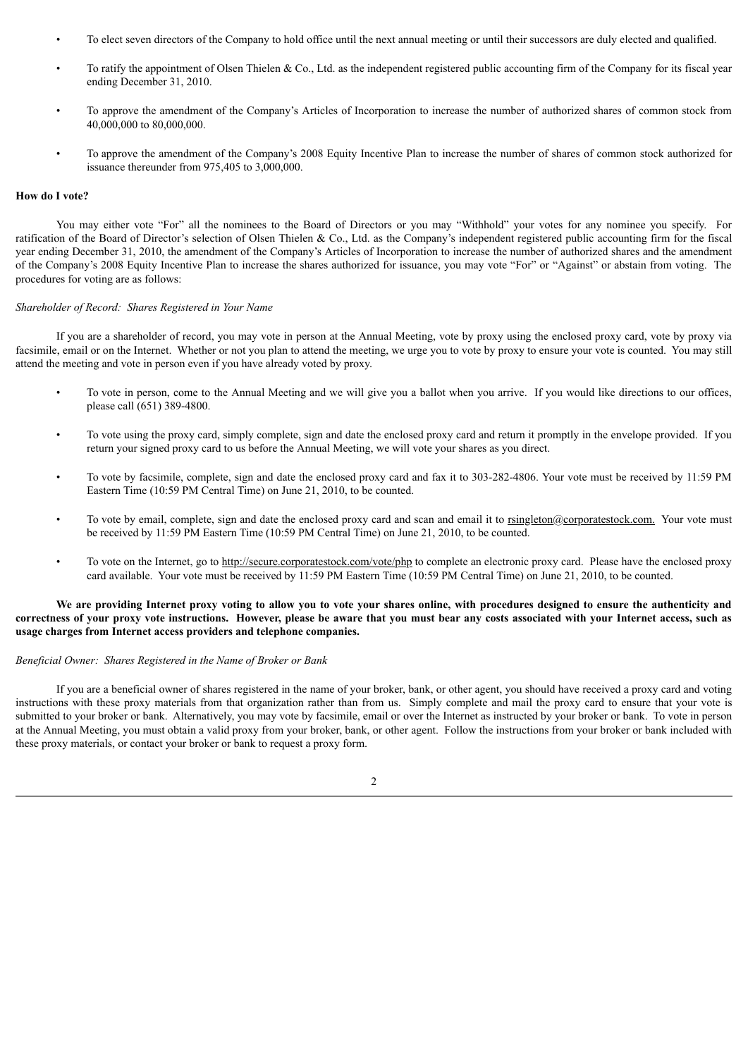- To elect seven directors of the Company to hold office until the next annual meeting or until their successors are duly elected and qualified.
- To ratify the appointment of Olsen Thielen & Co., Ltd. as the independent registered public accounting firm of the Company for its fiscal year ending December 31, 2010.
- To approve the amendment of the Company's Articles of Incorporation to increase the number of authorized shares of common stock from 40,000,000 to 80,000,000.
- To approve the amendment of the Company's 2008 Equity Incentive Plan to increase the number of shares of common stock authorized for issuance thereunder from 975,405 to 3,000,000.

**How do I vote?**

You may either vote "For" all the nominees to the Board of Directors or you may "Withhold" your votes for any nominee you specify. For ratification of the Board of Director's selection of Olsen Thielen & Co., Ltd. as the Company's independent registered public accounting firm for the fiscal year ending December 31, 2010, the amendment of the Company's Articles of Incorporation to increase the number of authorized shares and the amendment of the Company's 2008 Equity Incentive Plan to increase the shares authorized for issuance, you may vote "For" or "Against" or abstain from voting. The procedures for voting are as follows:

*Shareholder of Record: Shares Registered in Your Name*

If you are a shareholder of record, you may vote in person at the Annual Meeting, vote by proxy using the enclosed proxy card, vote by proxy via facsimile, email or on the Internet. Whether or not you plan to attend the meeting, we urge you to vote by proxy to ensure your vote is counted. You may still attend the meeting and vote in person even if you have already voted by proxy.

- To vote in person, come to the Annual Meeting and we will give you a ballot when you arrive. If you would like directions to our offices, please call (651) 389-4800.
- To vote using the proxy card, simply complete, sign and date the enclosed proxy card and return it promptly in the envelope provided. If you return your signed proxy card to us before the Annual Meeting, we will vote your shares as you direct.
- To vote by facsimile, complete, sign and date the enclosed proxy card and fax it to 303-282-4806. Your vote must be received by 11:59 PM Eastern Time (10:59 PM Central Time) on June 21, 2010, to be counted.
- To vote by email, complete, sign and date the enclosed proxy card and scan and email it to rsingleton@corporatestock.com. Your vote must be received by 11:59 PM Eastern Time (10:59 PM Central Time) on June 21, 2010, to be counted.
- To vote on the Internet, go to http://secure.corporatestock.com/vote/php to complete an electronic proxy card. Please have the enclosed proxy card available. Your vote must be received by 11:59 PM Eastern Time (10:59 PM Central Time) on June 21, 2010, to be counted.

**We are providing Internet proxy voting to allow you to vote your shares online, with procedures designed to ensure the authenticity and correctness of your proxy vote instructions. However, please be aware that you must bear any costs associated with your Internet access, such as usage charges from Internet access providers and telephone companies.**

*Beneficial Owner: Shares Registered in the Name of Broker or Bank*

If you are a beneficial owner of shares registered in the name of your broker, bank, or other agent, you should have received a proxy card and voting instructions with these proxy materials from that organization rather than from us. Simply complete and mail the proxy card to ensure that your vote is submitted to your broker or bank. Alternatively, you may vote by facsimile, email or over the Internet as instructed by your broker or bank. To vote in person at the Annual Meeting, you must obtain a valid proxy from your broker, bank, or other agent. Follow the instructions from your broker or bank included with these proxy materials, or contact your broker or bank to request a proxy form.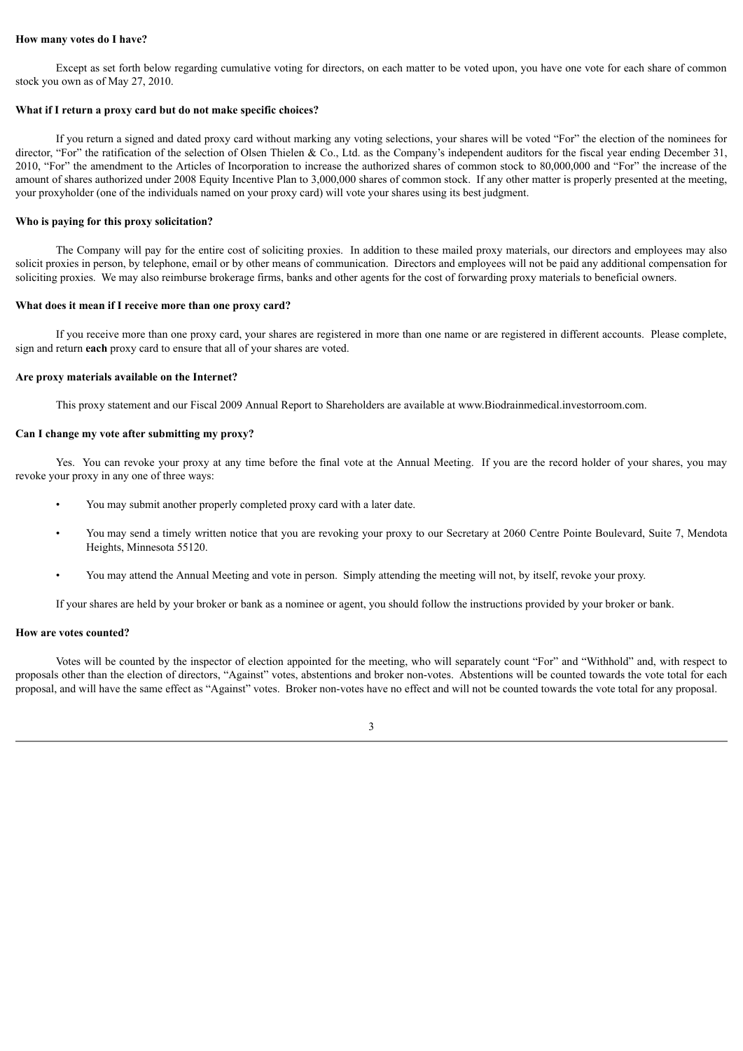**How many votes do I have?**

Except as set forth below regarding cumulative voting for directors, on each matter to be voted upon, you have one vote for each share of common stock you own as of May 27, 2010.

**What if I return a proxy card but do not make specific choices?**

If you return a signed and dated proxy card without marking any voting selections, your shares will be voted "For" the election of the nominees for director, "For" the ratification of the selection of Olsen Thielen & Co., Ltd. as the Company's independent auditors for the fiscal year ending December 31, 2010, "For" the amendment to the Articles of Incorporation to increase the authorized shares of common stock to 80,000,000 and "For" the increase of the amount of shares authorized under 2008 Equity Incentive Plan to 3,000,000 shares of common stock. If any other matter is properly presented at the meeting, your proxyholder (one of the individuals named on your proxy card) will vote your shares using its best judgment.

**Who is paying for this proxy solicitation?**

The Company will pay for the entire cost of soliciting proxies. In addition to these mailed proxy materials, our directors and employees may also solicit proxies in person, by telephone, email or by other means of communication. Directors and employees will not be paid any additional compensation for soliciting proxies. We may also reimburse brokerage firms, banks and other agents for the cost of forwarding proxy materials to beneficial owners.

**What does it mean if I receive more than one proxy card?**

If you receive more than one proxy card, your shares are registered in more than one name or are registered in different accounts. Please complete, sign and return **each** proxy card to ensure that all of your shares are voted.

**Are proxy materials available on the Internet?**

This proxy statement and our Fiscal 2009 Annual Report to Shareholders are available at www.Biodrainmedical.investorroom.com.

**Can I change my vote after submitting my proxy?**

Yes. You can revoke your proxy at any time before the final vote at the Annual Meeting. If you are the record holder of your shares, you may revoke your proxy in any one of three ways:

- You may submit another properly completed proxy card with a later date.
- You may send a timely written notice that you are revoking your proxy to our Secretary at 2060 Centre Pointe Boulevard, Suite 7, Mendota Heights, Minnesota 55120.
- You may attend the Annual Meeting and vote in person. Simply attending the meeting will not, by itself, revoke your proxy.

If your shares are held by your broker or bank as a nominee or agent, you should follow the instructions provided by your broker or bank.

**How are votes counted?**

Votes will be counted by the inspector of election appointed for the meeting, who will separately count "For" and "Withhold" and, with respect to proposals other than the election of directors, "Against" votes, abstentions and broker non-votes. Abstentions will be counted towards the vote total for each proposal, and will have the same effect as "Against" votes. Broker non-votes have no effect and will not be counted towards the vote total for any proposal.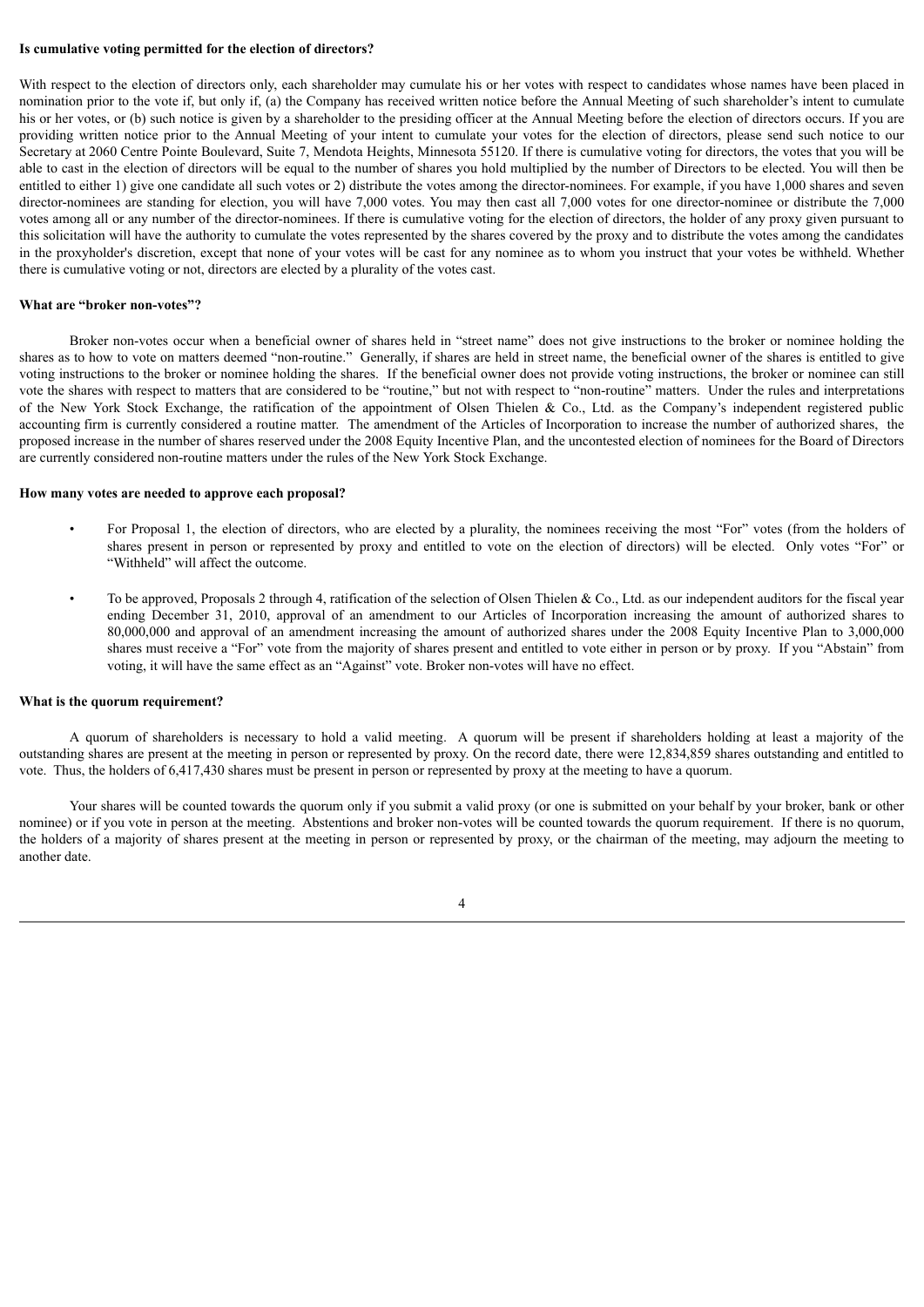**Is cumulative voting permitted for the election of directors?**

With respect to the election of directors only, each shareholder may cumulate his or her votes with respect to candidates whose names have been placed in nomination prior to the vote if, but only if, (a) the Company has received written notice before the Annual Meeting of such shareholder's intent to cumulate his or her votes, or (b) such notice is given by a shareholder to the presiding officer at the Annual Meeting before the election of directors occurs. If you are providing written notice prior to the Annual Meeting of your intent to cumulate your votes for the election of directors, please send such notice to our Secretary at 2060 Centre Pointe Boulevard, Suite 7, Mendota Heights, Minnesota 55120. If there is cumulative voting for directors, the votes that you will be able to cast in the election of directors will be equal to the number of shares you hold multiplied by the number of Directors to be elected. You will then be entitled to either 1) give one candidate all such votes or 2) distribute the votes among the director-nominees. For example, if you have 1,000 shares and seven director-nominees are standing for election, you will have 7,000 votes. You may then cast all 7,000 votes for one director-nominee or distribute the 7,000 votes among all or any number of the director-nominees. If there is cumulative voting for the election of directors, the holder of any proxy given pursuant to this solicitation will have the authority to cumulate the votes represented by the shares covered by the proxy and to distribute the votes among the candidates in the proxyholder's discretion, except that none of your votes will be cast for any nominee as to whom you instruct that your votes be withheld. Whether there is cumulative voting or not, directors are elected by a plurality of the votes cast.

**What are "broker non-votes"?**

Broker non-votes occur when a beneficial owner of shares held in "street name" does not give instructions to the broker or nominee holding the shares as to how to vote on matters deemed "non-routine." Generally, if shares are held in street name, the beneficial owner of the shares is entitled to give voting instructions to the broker or nominee holding the shares. If the beneficial owner does not provide voting instructions, the broker or nominee can still vote the shares with respect to matters that are considered to be "routine," but not with respect to "non-routine" matters. Under the rules and interpretations of the New York Stock Exchange, the ratification of the appointment of Olsen Thielen & Co., Ltd. as the Company's independent registered public accounting firm is currently considered a routine matter. The amendment of the Articles of Incorporation to increase the number of authorized shares, the proposed increase in the number of shares reserved under the 2008 Equity Incentive Plan, and the uncontested election of nominees for the Board of Directors are currently considered non-routine matters under the rules of the New York Stock Exchange.

**How many votes are needed to approve each proposal?**

- For Proposal 1, the election of directors, who are elected by a plurality, the nominees receiving the most "For" votes (from the holders of shares present in person or represented by proxy and entitled to vote on the election of directors) will be elected. Only votes "For" or "Withheld" will affect the outcome.

- To be approved, Proposals 2 through 4, ratification of the selection of Olsen Thielen & Co., Ltd. as our independent auditors for the fiscal year ending December 31, 2010, approval of an amendment to our Articles of Incorporation increasing the amount of authorized shares to 80,000,000 and approval of an amendment increasing the amount of authorized shares under the 2008 Equity Incentive Plan to 3,000,000 shares must receive a "For" vote from the majority of shares present and entitled to vote either in person or by proxy. If you "Abstain" from voting, it will have the same effect as an "Against" vote. Broker non-votes will have no effect.

**What is the quorum requirement?**

A quorum of shareholders is necessary to hold a valid meeting. A quorum will be present if shareholders holding at least a majority of the outstanding shares are present at the meeting in person or represented by proxy. On the record date, there were 12,834,859 shares outstanding and entitled to vote. Thus, the holders of 6,417,430 shares must be present in person or represented by proxy at the meeting to have a quorum.

Your shares will be counted towards the quorum only if you submit a valid proxy (or one is submitted on your behalf by your broker, bank or other nominee) or if you vote in person at the meeting. Abstentions and broker non-votes will be counted towards the quorum requirement. If there is no quorum, the holders of a majority of shares present at the meeting in person or represented by proxy, or the chairman of the meeting, may adjourn the meeting to another date.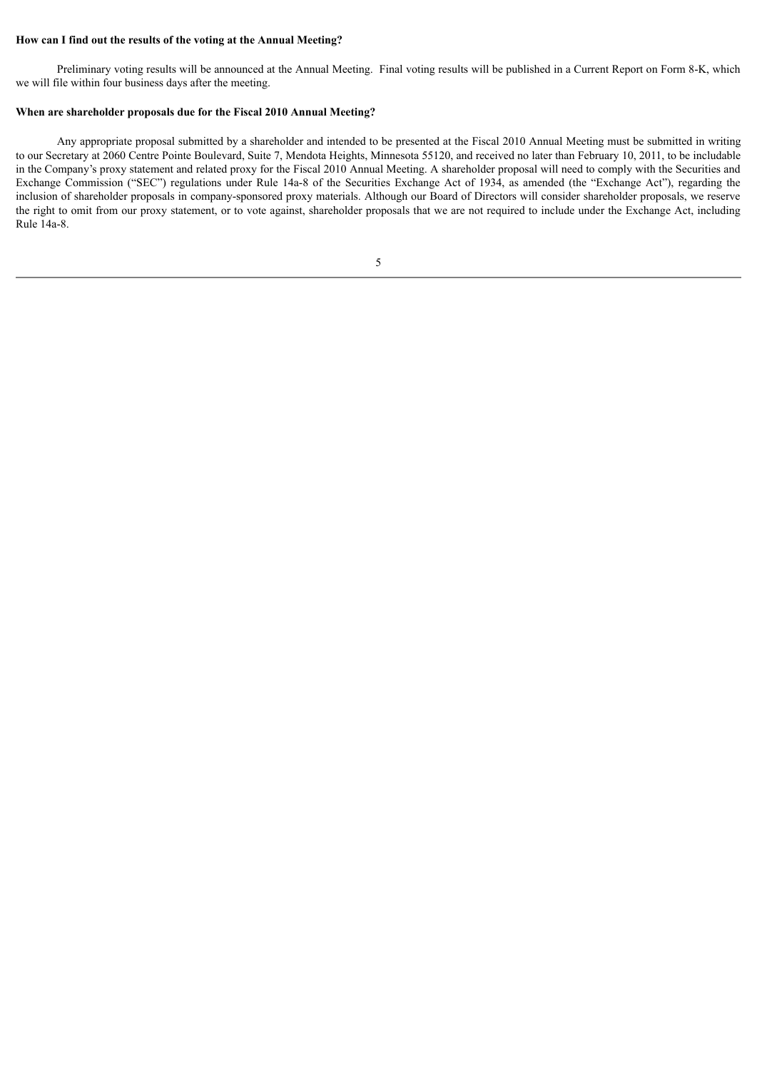**How can I find out the results of the voting at the Annual Meeting?**

Preliminary voting results will be announced at the Annual Meeting. Final voting results will be published in a Current Report on Form 8-K, which we will file within four business days after the meeting.

**When are shareholder proposals due for the Fiscal 2010 Annual Meeting?**

Any appropriate proposal submitted by a shareholder and intended to be presented at the Fiscal 2010 Annual Meeting must be submitted in writing to our Secretary at 2060 Centre Pointe Boulevard, Suite 7, Mendota Heights, Minnesota 55120, and received no later than February 10, 2011, to be includable in the Company's proxy statement and related proxy for the Fiscal 2010 Annual Meeting. A shareholder proposal will need to comply with the Securities and Exchange Commission ("SEC") regulations under Rule 14a-8 of the Securities Exchange Act of 1934, as amended (the "Exchange Act"), regarding the inclusion of shareholder proposals in company-sponsored proxy materials. Although our Board of Directors will consider shareholder proposals, we reserve the right to omit from our proxy statement, or to vote against, shareholder proposals that we are not required to include under the Exchange Act, including Rule 14a-8.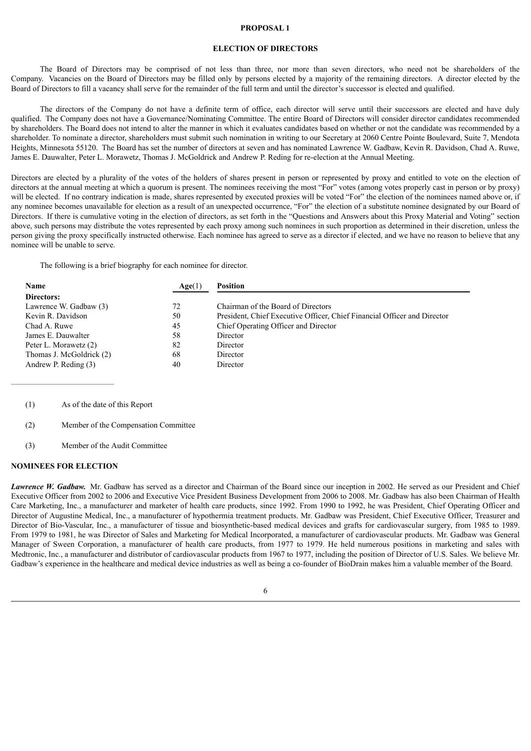## PROPOSAL 1

## ELECTION OF DIRECTORS

The Board of Directors may be comprised of not less than three, nor more than seven directors, who need not be shareholders of the Company. Vacancies on the Board of Directors may be filled only by persons elected by a majority of the remaining directors. A director elected by the Board of Directors to fill a vacancy shall serve for the remainder of the full term and until the director's successor is elected and qualified.

The directors of the Company do not have a definite term of office, each director will serve until their successors are elected and have duly qualified. The Company does not have a Governance/Nominating Committee. The entire Board of Directors will consider director candidates recommended by shareholders. The Board does not intend to alter the manner in which it evaluates candidates based on whether or not the candidate was recommended by a shareholder. To nominate a director, shareholders must submit such nomination in writing to our Secretary at 2060 Centre Pointe Boulevard, Suite 7, Mendota Heights, Minnesota 55120. The Board has set the number of directors at seven and has nominated Lawrence W. Gadbaw, Kevin R. Davidson, Chad A. Ruwe, James E. Dauwalter, Peter L. Morawetz, Thomas J. McGoldrick and Andrew P. Reding for re-election at the Annual Meeting.

Directors are elected by a plurality of the votes of the holders of shares present in person or represented by proxy and entitled to vote on the election of directors at the annual meeting at which a quorum is present. The nominees receiving the most "For" votes (among votes properly cast in person or by proxy) will be elected. If no contrary indication is made, shares represented by executed proxies will be voted "For" the election of the nominees named above or, if any nominee becomes unavailable for election as a result of an unexpected occurrence, "For" the election of a substitute nominee designated by our Board of Directors. If there is cumulative voting in the election of directors, as set forth in the "Questions and Answers about this Proxy Material and Voting" section above, such persons may distribute the votes represented by each proxy among such nominees in such proportion as determined in their discretion, unless the person giving the proxy specifically instructed otherwise. Each nominee has agreed to serve as a director if elected, and we have no reason to believe that any nominee will be unable to serve.

The following is a brief biography for each nominee for director.

| Name | Age(1) | Position |
|---|---|---|
| **Directors:** | | |
| Lawrence W. Gadbaw (3) | 72 | Chairman of the Board of Directors |
| Kevin R. Davidson | 50 | President, Chief Executive Officer, Chief Financial Officer and Director |
| Chad A. Ruwe | 45 | Chief Operating Officer and Director |
| James E. Dauwalter | 58 | Director |
| Peter L. Morawetz (2) | 82 | Director |
| Thomas J. McGoldrick (2) | 68 | Director |
| Andrew P. Reding (3) | 40 | Director |

(1) As of the date of this Report

(2) Member of the Compensation Committee

(3) Member of the Audit Committee

### NOMINEES FOR ELECTION

***Lawrence W. Gadbaw.*** Mr. Gadbaw has served as a director and Chairman of the Board since our inception in 2002. He served as our President and Chief Executive Officer from 2002 to 2006 and Executive Vice President Business Development from 2006 to 2008. Mr. Gadbaw has also been Chairman of Health Care Marketing, Inc., a manufacturer and marketer of health care products, since 1992. From 1990 to 1992, he was President, Chief Operating Officer and Director of Augustine Medical, Inc., a manufacturer of hypothermia treatment products. Mr. Gadbaw was President, Chief Executive Officer, Treasurer and Director of Bio-Vascular, Inc., a manufacturer of tissue and biosynthetic-based medical devices and grafts for cardiovascular surgery, from 1985 to 1989. From 1979 to 1981, he was Director of Sales and Marketing for Medical Incorporated, a manufacturer of cardiovascular products. Mr. Gadbaw was General Manager of Sween Corporation, a manufacturer of health care products, from 1977 to 1979. He held numerous positions in marketing and sales with Medtronic, Inc., a manufacturer and distributor of cardiovascular products from 1967 to 1977, including the position of Director of U.S. Sales. We believe Mr. Gadbaw's experience in the healthcare and medical device industries as well as being a co-founder of BioDrain makes him a valuable member of the Board.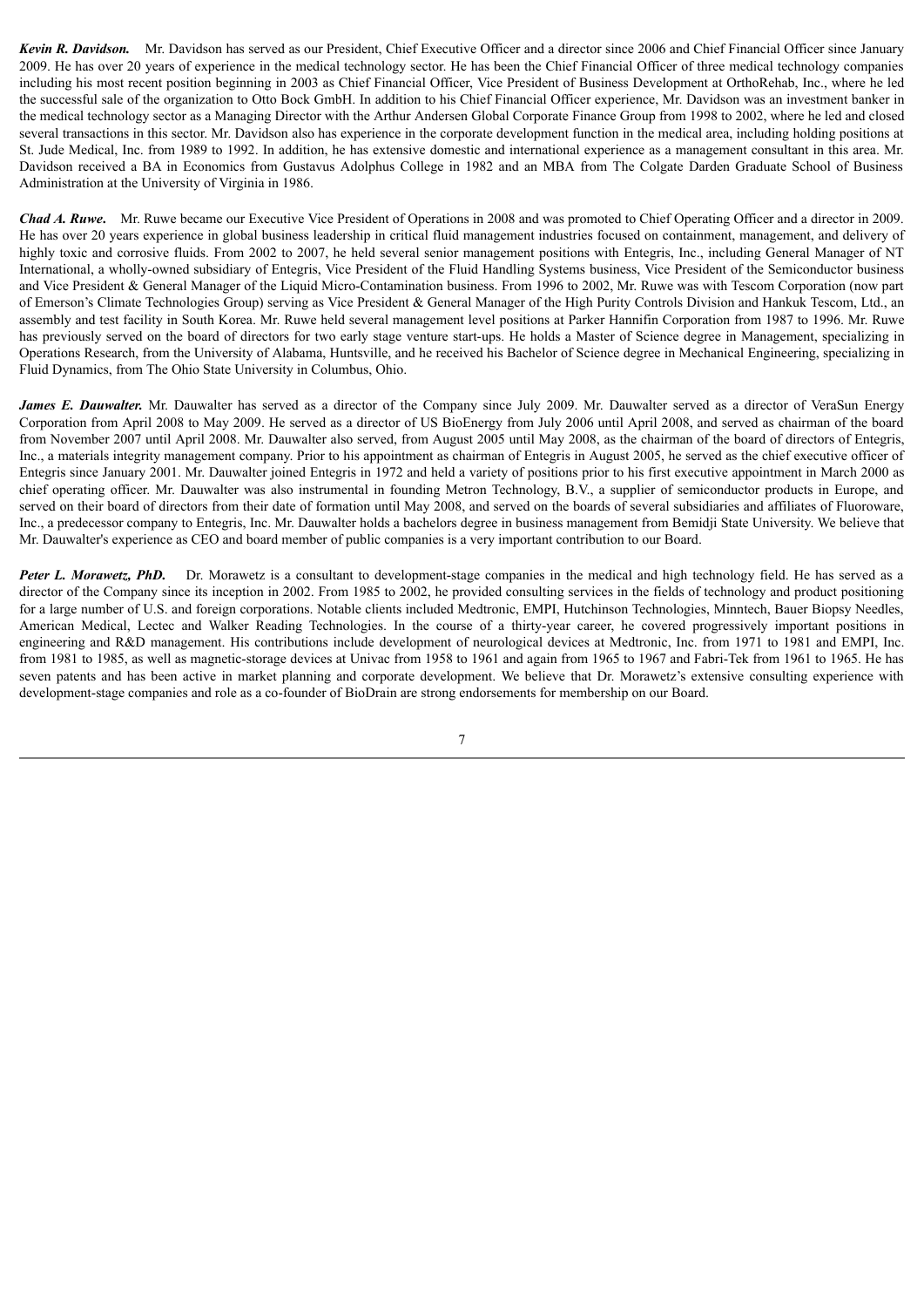***Kevin R. Davidson.*** Mr. Davidson has served as our President, Chief Executive Officer and a director since 2006 and Chief Financial Officer since January 2009. He has over 20 years of experience in the medical technology sector. He has been the Chief Financial Officer of three medical technology companies including his most recent position beginning in 2003 as Chief Financial Officer, Vice President of Business Development at OrthoRehab, Inc., where he led the successful sale of the organization to Otto Bock GmbH. In addition to his Chief Financial Officer experience, Mr. Davidson was an investment banker in the medical technology sector as a Managing Director with the Arthur Andersen Global Corporate Finance Group from 1998 to 2002, where he led and closed several transactions in this sector. Mr. Davidson also has experience in the corporate development function in the medical area, including holding positions at St. Jude Medical, Inc. from 1989 to 1992. In addition, he has extensive domestic and international experience as a management consultant in this area. Mr. Davidson received a BA in Economics from Gustavus Adolphus College in 1982 and an MBA from The Colgate Darden Graduate School of Business Administration at the University of Virginia in 1986.

***Chad A. Ruwe*.** Mr. Ruwe became our Executive Vice President of Operations in 2008 and was promoted to Chief Operating Officer and a director in 2009. He has over 20 years experience in global business leadership in critical fluid management industries focused on containment, management, and delivery of highly toxic and corrosive fluids. From 2002 to 2007, he held several senior management positions with Entegris, Inc., including General Manager of NT International, a wholly-owned subsidiary of Entegris, Vice President of the Fluid Handling Systems business, Vice President of the Semiconductor business and Vice President & General Manager of the Liquid Micro-Contamination business. From 1996 to 2002, Mr. Ruwe was with Tescom Corporation (now part of Emerson's Climate Technologies Group) serving as Vice President & General Manager of the High Purity Controls Division and Hankuk Tescom, Ltd., an assembly and test facility in South Korea. Mr. Ruwe held several management level positions at Parker Hannifin Corporation from 1987 to 1996. Mr. Ruwe has previously served on the board of directors for two early stage venture start-ups. He holds a Master of Science degree in Management, specializing in Operations Research, from the University of Alabama, Huntsville, and he received his Bachelor of Science degree in Mechanical Engineering, specializing in Fluid Dynamics, from The Ohio State University in Columbus, Ohio.

***James E. Dauwalter.*** Mr. Dauwalter has served as a director of the Company since July 2009. Mr. Dauwalter served as a director of VeraSun Energy Corporation from April 2008 to May 2009. He served as a director of US BioEnergy from July 2006 until April 2008, and served as chairman of the board from November 2007 until April 2008. Mr. Dauwalter also served, from August 2005 until May 2008, as the chairman of the board of directors of Entegris, Inc., a materials integrity management company. Prior to his appointment as chairman of Entegris in August 2005, he served as the chief executive officer of Entegris since January 2001. Mr. Dauwalter joined Entegris in 1972 and held a variety of positions prior to his first executive appointment in March 2000 as chief operating officer. Mr. Dauwalter was also instrumental in founding Metron Technology, B.V., a supplier of semiconductor products in Europe, and served on their board of directors from their date of formation until May 2008, and served on the boards of several subsidiaries and affiliates of Fluoroware, Inc., a predecessor company to Entegris, Inc. Mr. Dauwalter holds a bachelors degree in business management from Bemidji State University. We believe that Mr. Dauwalter's experience as CEO and board member of public companies is a very important contribution to our Board.

***Peter L. Morawetz, PhD.*** Dr. Morawetz is a consultant to development-stage companies in the medical and high technology field. He has served as a director of the Company since its inception in 2002. From 1985 to 2002, he provided consulting services in the fields of technology and product positioning for a large number of U.S. and foreign corporations. Notable clients included Medtronic, EMPI, Hutchinson Technologies, Minntech, Bauer Biopsy Needles, American Medical, Lectec and Walker Reading Technologies. In the course of a thirty-year career, he covered progressively important positions in engineering and R&D management. His contributions include development of neurological devices at Medtronic, Inc. from 1971 to 1981 and EMPI, Inc. from 1981 to 1985, as well as magnetic-storage devices at Univac from 1958 to 1961 and again from 1965 to 1967 and Fabri-Tek from 1961 to 1965. He has seven patents and has been active in market planning and corporate development. We believe that Dr. Morawetz's extensive consulting experience with development-stage companies and role as a co-founder of BioDrain are strong endorsements for membership on our Board.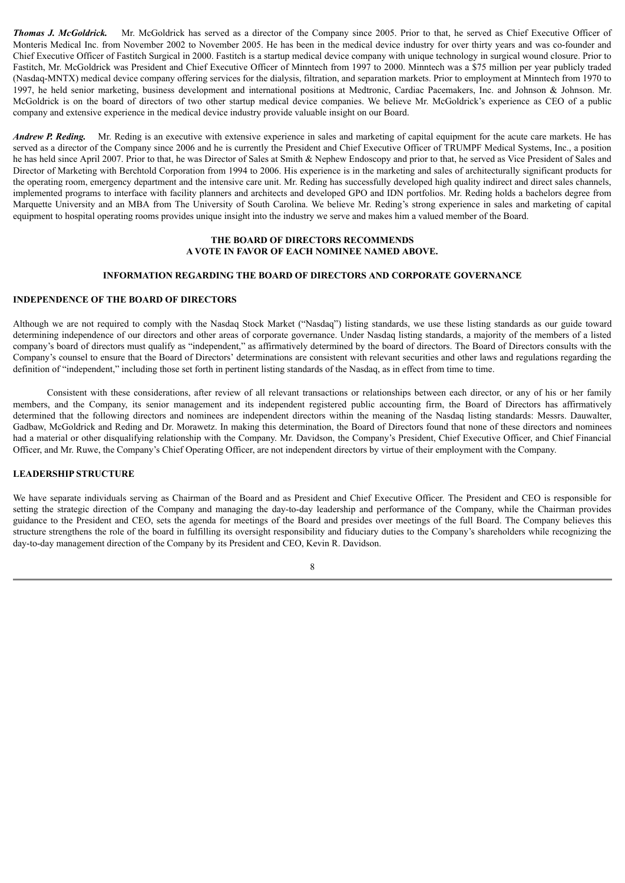***Thomas J. McGoldrick.*** Mr. McGoldrick has served as a director of the Company since 2005. Prior to that, he served as Chief Executive Officer of Monteris Medical Inc. from November 2002 to November 2005. He has been in the medical device industry for over thirty years and was co-founder and Chief Executive Officer of Fastitch Surgical in 2000. Fastitch is a startup medical device company with unique technology in surgical wound closure. Prior to Fastitch, Mr. McGoldrick was President and Chief Executive Officer of Minntech from 1997 to 2000. Minntech was a $75 million per year publicly traded (Nasdaq-MNTX) medical device company offering services for the dialysis, filtration, and separation markets. Prior to employment at Minntech from 1970 to 1997, he held senior marketing, business development and international positions at Medtronic, Cardiac Pacemakers, Inc. and Johnson & Johnson. Mr. McGoldrick is on the board of directors of two other startup medical device companies. We believe Mr. McGoldrick's experience as CEO of a public company and extensive experience in the medical device industry provide valuable insight on our Board.

***Andrew P. Reding.*** Mr. Reding is an executive with extensive experience in sales and marketing of capital equipment for the acute care markets. He has served as a director of the Company since 2006 and he is currently the President and Chief Executive Officer of TRUMPF Medical Systems, Inc., a position he has held since April 2007. Prior to that, he was Director of Sales at Smith & Nephew Endoscopy and prior to that, he served as Vice President of Sales and Director of Marketing with Berchtold Corporation from 1994 to 2006. His experience is in the marketing and sales of architecturally significant products for the operating room, emergency department and the intensive care unit. Mr. Reding has successfully developed high quality indirect and direct sales channels, implemented programs to interface with facility planners and architects and developed GPO and IDN portfolios. Mr. Reding holds a bachelors degree from Marquette University and an MBA from The University of South Carolina. We believe Mr. Reding's strong experience in sales and marketing of capital equipment to hospital operating rooms provides unique insight into the industry we serve and makes him a valued member of the Board.

**THE BOARD OF DIRECTORS RECOMMENDS
A VOTE IN FAVOR OF EACH NOMINEE NAMED ABOVE.**

## INFORMATION REGARDING THE BOARD OF DIRECTORS AND CORPORATE GOVERNANCE

### INDEPENDENCE OF THE BOARD OF DIRECTORS

Although we are not required to comply with the Nasdaq Stock Market ("Nasdaq") listing standards, we use these listing standards as our guide toward determining independence of our directors and other areas of corporate governance. Under Nasdaq listing standards, a majority of the members of a listed company's board of directors must qualify as "independent," as affirmatively determined by the board of directors. The Board of Directors consults with the Company's counsel to ensure that the Board of Directors' determinations are consistent with relevant securities and other laws and regulations regarding the definition of "independent," including those set forth in pertinent listing standards of the Nasdaq, as in effect from time to time.

Consistent with these considerations, after review of all relevant transactions or relationships between each director, or any of his or her family members, and the Company, its senior management and its independent registered public accounting firm, the Board of Directors has affirmatively determined that the following directors and nominees are independent directors within the meaning of the Nasdaq listing standards: Messrs. Dauwalter, Gadbaw, McGoldrick and Reding and Dr. Morawetz. In making this determination, the Board of Directors found that none of these directors and nominees had a material or other disqualifying relationship with the Company. Mr. Davidson, the Company's President, Chief Executive Officer, and Chief Financial Officer, and Mr. Ruwe, the Company's Chief Operating Officer, are not independent directors by virtue of their employment with the Company.

### LEADERSHIP STRUCTURE

We have separate individuals serving as Chairman of the Board and as President and Chief Executive Officer. The President and CEO is responsible for setting the strategic direction of the Company and managing the day-to-day leadership and performance of the Company, while the Chairman provides guidance to the President and CEO, sets the agenda for meetings of the Board and presides over meetings of the full Board. The Company believes this structure strengthens the role of the board in fulfilling its oversight responsibility and fiduciary duties to the Company's shareholders while recognizing the day-to-day management direction of the Company by its President and CEO, Kevin R. Davidson.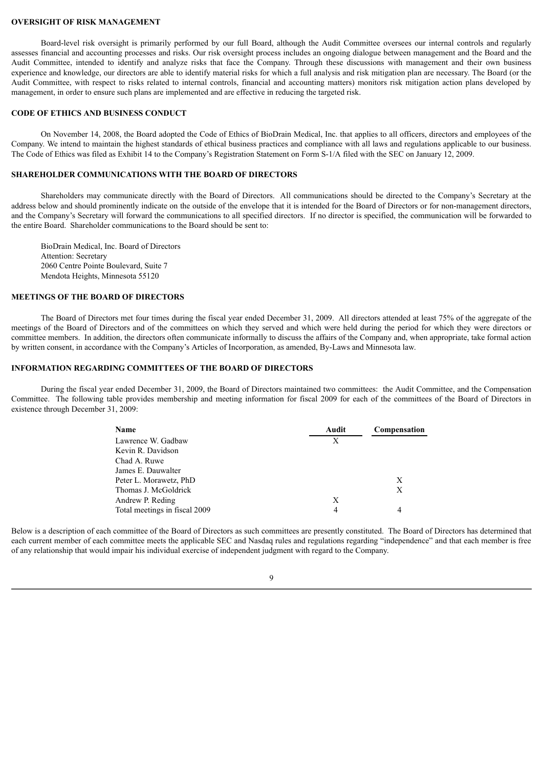## OVERSIGHT OF RISK MANAGEMENT

Board-level risk oversight is primarily performed by our full Board, although the Audit Committee oversees our internal controls and regularly assesses financial and accounting processes and risks. Our risk oversight process includes an ongoing dialogue between management and the Board and the Audit Committee, intended to identify and analyze risks that face the Company. Through these discussions with management and their own business experience and knowledge, our directors are able to identify material risks for which a full analysis and risk mitigation plan are necessary. The Board (or the Audit Committee, with respect to risks related to internal controls, financial and accounting matters) monitors risk mitigation action plans developed by management, in order to ensure such plans are implemented and are effective in reducing the targeted risk.

## CODE OF ETHICS AND BUSINESS CONDUCT

On November 14, 2008, the Board adopted the Code of Ethics of BioDrain Medical, Inc. that applies to all officers, directors and employees of the Company. We intend to maintain the highest standards of ethical business practices and compliance with all laws and regulations applicable to our business. The Code of Ethics was filed as Exhibit 14 to the Company's Registration Statement on Form S-1/A filed with the SEC on January 12, 2009.

## SHAREHOLDER COMMUNICATIONS WITH THE BOARD OF DIRECTORS

Shareholders may communicate directly with the Board of Directors. All communications should be directed to the Company's Secretary at the address below and should prominently indicate on the outside of the envelope that it is intended for the Board of Directors or for non-management directors, and the Company's Secretary will forward the communications to all specified directors. If no director is specified, the communication will be forwarded to the entire Board. Shareholder communications to the Board should be sent to:

BioDrain Medical, Inc. Board of Directors
Attention: Secretary
2060 Centre Pointe Boulevard, Suite 7
Mendota Heights, Minnesota 55120

## MEETINGS OF THE BOARD OF DIRECTORS

The Board of Directors met four times during the fiscal year ended December 31, 2009. All directors attended at least 75% of the aggregate of the meetings of the Board of Directors and of the committees on which they served and which were held during the period for which they were directors or committee members. In addition, the directors often communicate informally to discuss the affairs of the Company and, when appropriate, take formal action by written consent, in accordance with the Company's Articles of Incorporation, as amended, By-Laws and Minnesota law.

## INFORMATION REGARDING COMMITTEES OF THE BOARD OF DIRECTORS

During the fiscal year ended December 31, 2009, the Board of Directors maintained two committees: the Audit Committee, and the Compensation Committee. The following table provides membership and meeting information for fiscal 2009 for each of the committees of the Board of Directors in existence through December 31, 2009:

| Name | Audit | Compensation |
|---|---|---|
| Lawrence W. Gadbaw | X | |
| Kevin R. Davidson | | |
| Chad A. Ruwe | | |
| James E. Dauwalter | | |
| Peter L. Morawetz, PhD | | X |
| Thomas J. McGoldrick | | X |
| Andrew P. Reding | X | |
| Total meetings in fiscal 2009 | 4 | 4 |

Below is a description of each committee of the Board of Directors as such committees are presently constituted. The Board of Directors has determined that each current member of each committee meets the applicable SEC and Nasdaq rules and regulations regarding "independence" and that each member is free of any relationship that would impair his individual exercise of independent judgment with regard to the Company.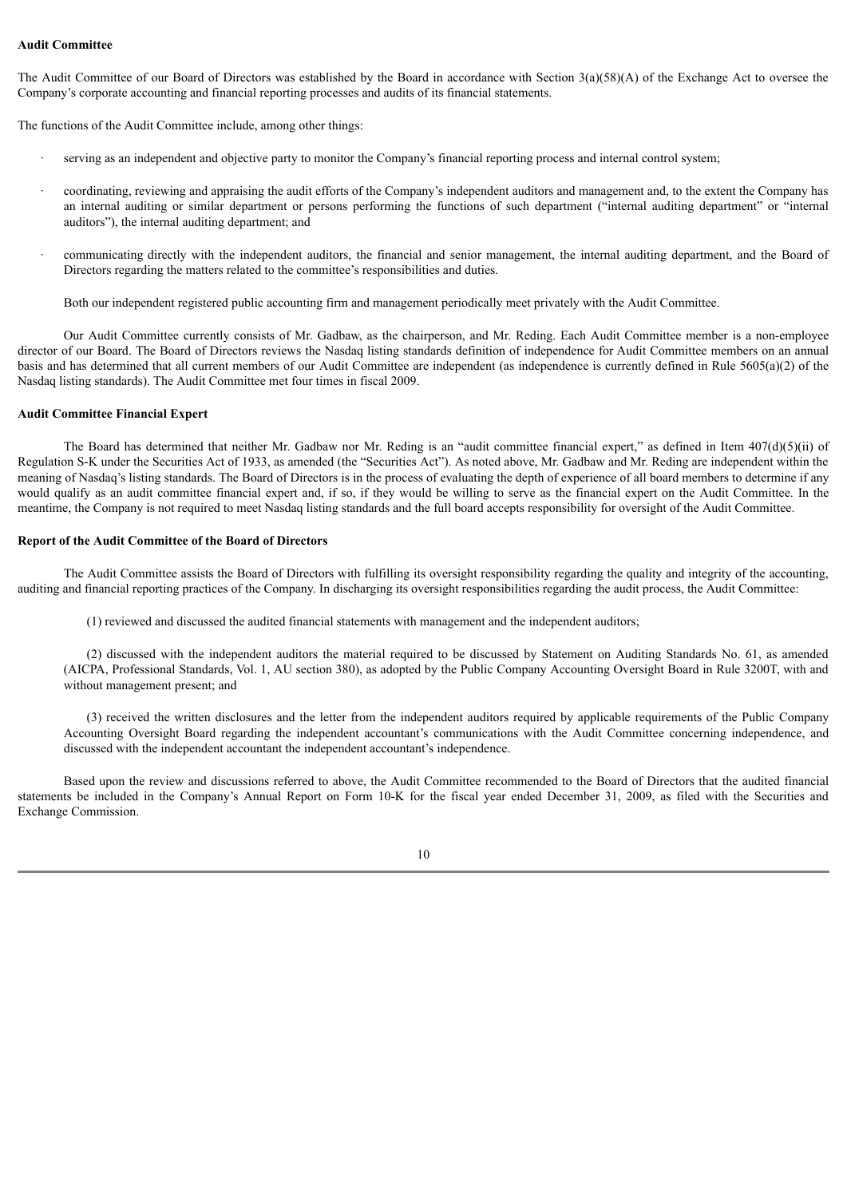**Audit Committee**

The Audit Committee of our Board of Directors was established by the Board in accordance with Section 3(a)(58)(A) of the Exchange Act to oversee the Company's corporate accounting and financial reporting processes and audits of its financial statements.

The functions of the Audit Committee include, among other things:

- serving as an independent and objective party to monitor the Company's financial reporting process and internal control system;
- coordinating, reviewing and appraising the audit efforts of the Company's independent auditors and management and, to the extent the Company has an internal auditing or similar department or persons performing the functions of such department ("internal auditing department" or "internal auditors"), the internal auditing department; and
- communicating directly with the independent auditors, the financial and senior management, the internal auditing department, and the Board of Directors regarding the matters related to the committee's responsibilities and duties.

Both our independent registered public accounting firm and management periodically meet privately with the Audit Committee.

Our Audit Committee currently consists of Mr. Gadbaw, as the chairperson, and Mr. Reding. Each Audit Committee member is a non-employee director of our Board. The Board of Directors reviews the Nasdaq listing standards definition of independence for Audit Committee members on an annual basis and has determined that all current members of our Audit Committee are independent (as independence is currently defined in Rule 5605(a)(2) of the Nasdaq listing standards). The Audit Committee met four times in fiscal 2009.

**Audit Committee Financial Expert**

The Board has determined that neither Mr. Gadbaw nor Mr. Reding is an "audit committee financial expert," as defined in Item 407(d)(5)(ii) of Regulation S-K under the Securities Act of 1933, as amended (the "Securities Act"). As noted above, Mr. Gadbaw and Mr. Reding are independent within the meaning of Nasdaq's listing standards. The Board of Directors is in the process of evaluating the depth of experience of all board members to determine if any would qualify as an audit committee financial expert and, if so, if they would be willing to serve as the financial expert on the Audit Committee. In the meantime, the Company is not required to meet Nasdaq listing standards and the full board accepts responsibility for oversight of the Audit Committee.

**Report of the Audit Committee of the Board of Directors**

The Audit Committee assists the Board of Directors with fulfilling its oversight responsibility regarding the quality and integrity of the accounting, auditing and financial reporting practices of the Company. In discharging its oversight responsibilities regarding the audit process, the Audit Committee:

(1) reviewed and discussed the audited financial statements with management and the independent auditors;

(2) discussed with the independent auditors the material required to be discussed by Statement on Auditing Standards No. 61, as amended (AICPA, Professional Standards, Vol. 1, AU section 380), as adopted by the Public Company Accounting Oversight Board in Rule 3200T, with and without management present; and

(3) received the written disclosures and the letter from the independent auditors required by applicable requirements of the Public Company Accounting Oversight Board regarding the independent accountant's communications with the Audit Committee concerning independence, and discussed with the independent accountant the independent accountant's independence.

Based upon the review and discussions referred to above, the Audit Committee recommended to the Board of Directors that the audited financial statements be included in the Company's Annual Report on Form 10-K for the fiscal year ended December 31, 2009, as filed with the Securities and Exchange Commission.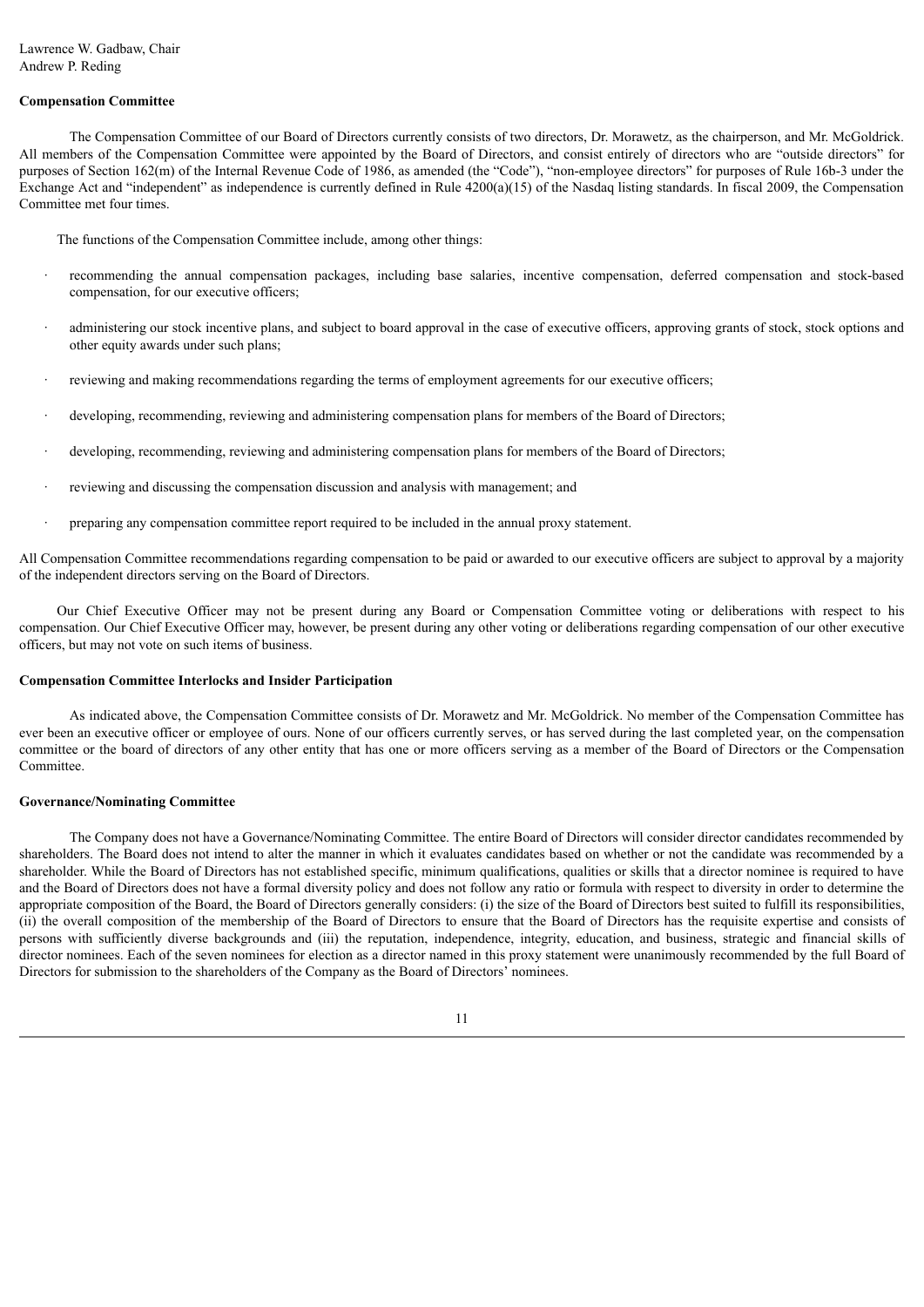Lawrence W. Gadbaw, Chair
Andrew P. Reding

**Compensation Committee**

The Compensation Committee of our Board of Directors currently consists of two directors, Dr. Morawetz, as the chairperson, and Mr. McGoldrick. All members of the Compensation Committee were appointed by the Board of Directors, and consist entirely of directors who are "outside directors" for purposes of Section 162(m) of the Internal Revenue Code of 1986, as amended (the "Code"), "non-employee directors" for purposes of Rule 16b-3 under the Exchange Act and "independent" as independence is currently defined in Rule 4200(a)(15) of the Nasdaq listing standards. In fiscal 2009, the Compensation Committee met four times.

The functions of the Compensation Committee include, among other things:

- recommending the annual compensation packages, including base salaries, incentive compensation, deferred compensation and stock-based compensation, for our executive officers;
- administering our stock incentive plans, and subject to board approval in the case of executive officers, approving grants of stock, stock options and other equity awards under such plans;
- reviewing and making recommendations regarding the terms of employment agreements for our executive officers;
- developing, recommending, reviewing and administering compensation plans for members of the Board of Directors;
- developing, recommending, reviewing and administering compensation plans for members of the Board of Directors;
- reviewing and discussing the compensation discussion and analysis with management; and
- preparing any compensation committee report required to be included in the annual proxy statement.

All Compensation Committee recommendations regarding compensation to be paid or awarded to our executive officers are subject to approval by a majority of the independent directors serving on the Board of Directors.

Our Chief Executive Officer may not be present during any Board or Compensation Committee voting or deliberations with respect to his compensation. Our Chief Executive Officer may, however, be present during any other voting or deliberations regarding compensation of our other executive officers, but may not vote on such items of business.

**Compensation Committee Interlocks and Insider Participation**

As indicated above, the Compensation Committee consists of Dr. Morawetz and Mr. McGoldrick. No member of the Compensation Committee has ever been an executive officer or employee of ours. None of our officers currently serves, or has served during the last completed year, on the compensation committee or the board of directors of any other entity that has one or more officers serving as a member of the Board of Directors or the Compensation Committee.

**Governance/Nominating Committee**

The Company does not have a Governance/Nominating Committee. The entire Board of Directors will consider director candidates recommended by shareholders. The Board does not intend to alter the manner in which it evaluates candidates based on whether or not the candidate was recommended by a shareholder. While the Board of Directors has not established specific, minimum qualifications, qualities or skills that a director nominee is required to have and the Board of Directors does not have a formal diversity policy and does not follow any ratio or formula with respect to diversity in order to determine the appropriate composition of the Board, the Board of Directors generally considers: (i) the size of the Board of Directors best suited to fulfill its responsibilities, (ii) the overall composition of the membership of the Board of Directors to ensure that the Board of Directors has the requisite expertise and consists of persons with sufficiently diverse backgrounds and (iii) the reputation, independence, integrity, education, and business, strategic and financial skills of director nominees. Each of the seven nominees for election as a director named in this proxy statement were unanimously recommended by the full Board of Directors for submission to the shareholders of the Company as the Board of Directors' nominees.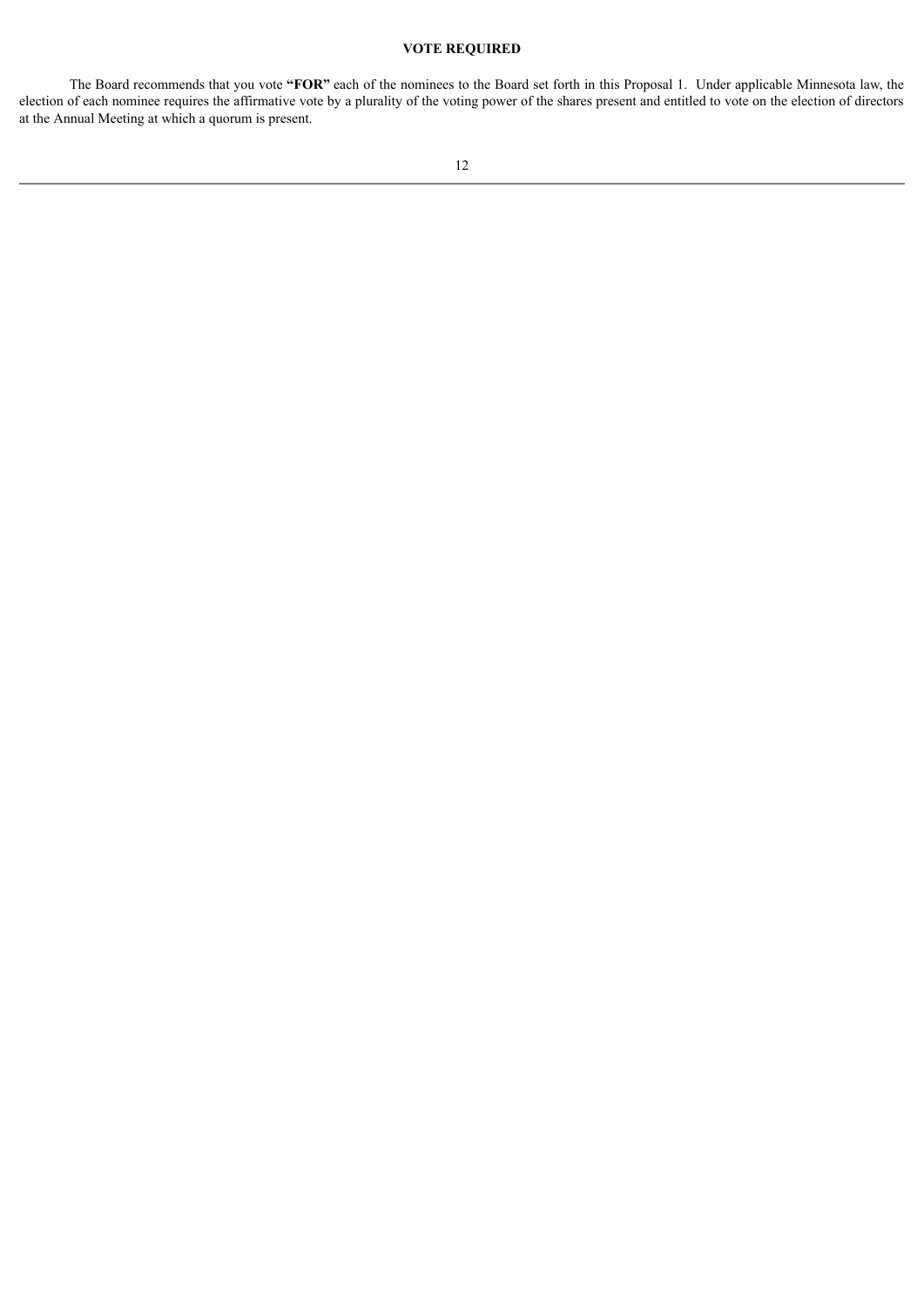## VOTE REQUIRED

The Board recommends that you vote **"FOR"** each of the nominees to the Board set forth in this Proposal 1. Under applicable Minnesota law, the election of each nominee requires the affirmative vote by a plurality of the voting power of the shares present and entitled to vote on the election of directors at the Annual Meeting at which a quorum is present.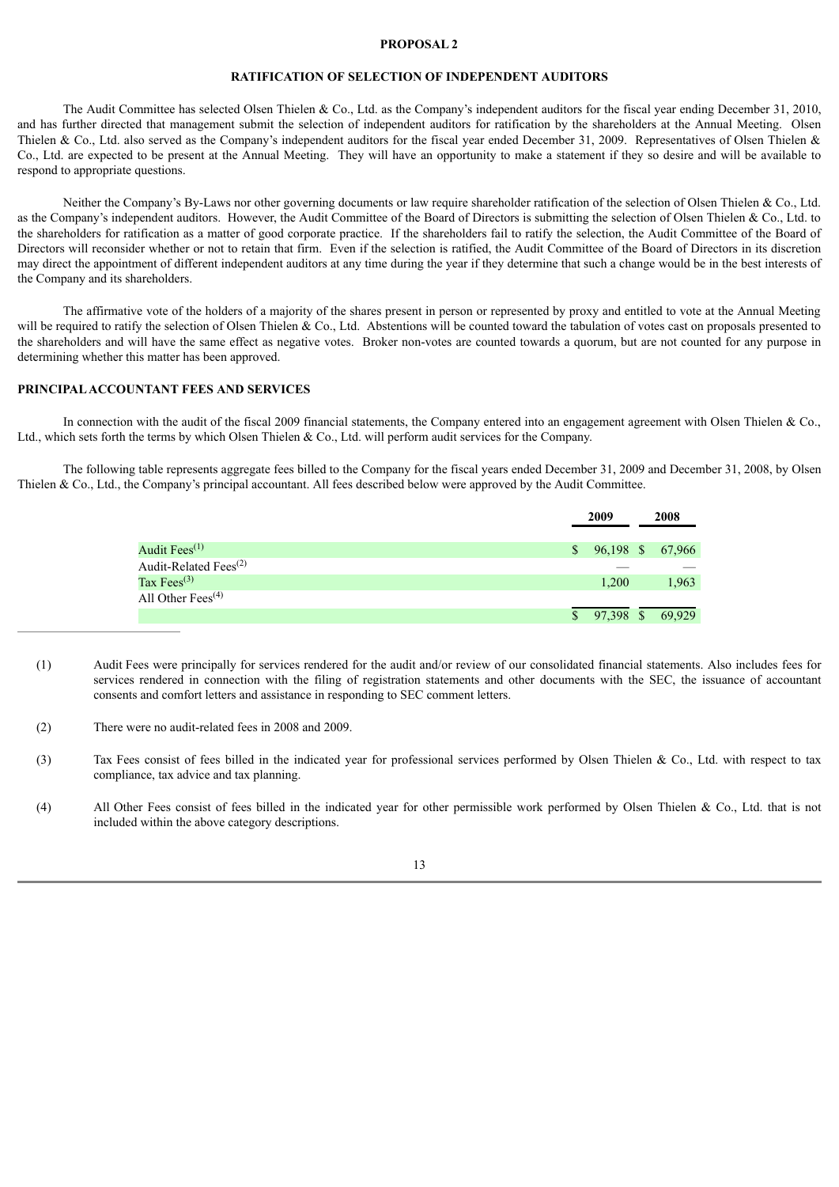## PROPOSAL 2

## RATIFICATION OF SELECTION OF INDEPENDENT AUDITORS

The Audit Committee has selected Olsen Thielen & Co., Ltd. as the Company's independent auditors for the fiscal year ending December 31, 2010, and has further directed that management submit the selection of independent auditors for ratification by the shareholders at the Annual Meeting. Olsen Thielen & Co., Ltd. also served as the Company's independent auditors for the fiscal year ended December 31, 2009. Representatives of Olsen Thielen & Co., Ltd. are expected to be present at the Annual Meeting. They will have an opportunity to make a statement if they so desire and will be available to respond to appropriate questions.

Neither the Company's By-Laws nor other governing documents or law require shareholder ratification of the selection of Olsen Thielen & Co., Ltd. as the Company's independent auditors. However, the Audit Committee of the Board of Directors is submitting the selection of Olsen Thielen & Co., Ltd. to the shareholders for ratification as a matter of good corporate practice. If the shareholders fail to ratify the selection, the Audit Committee of the Board of Directors will reconsider whether or not to retain that firm. Even if the selection is ratified, the Audit Committee of the Board of Directors in its discretion may direct the appointment of different independent auditors at any time during the year if they determine that such a change would be in the best interests of the Company and its shareholders.

The affirmative vote of the holders of a majority of the shares present in person or represented by proxy and entitled to vote at the Annual Meeting will be required to ratify the selection of Olsen Thielen & Co., Ltd. Abstentions will be counted toward the tabulation of votes cast on proposals presented to the shareholders and will have the same effect as negative votes. Broker non-votes are counted towards a quorum, but are not counted for any purpose in determining whether this matter has been approved.

### PRINCIPAL ACCOUNTANT FEES AND SERVICES

In connection with the audit of the fiscal 2009 financial statements, the Company entered into an engagement agreement with Olsen Thielen & Co., Ltd., which sets forth the terms by which Olsen Thielen & Co., Ltd. will perform audit services for the Company.

The following table represents aggregate fees billed to the Company for the fiscal years ended December 31, 2009 and December 31, 2008, by Olsen Thielen & Co., Ltd., the Company's principal accountant. All fees described below were approved by the Audit Committee.

| | 2009 | 2008 |
|---|---|---|
| Audit Fees[(1)] | $ 96,198 | $ 67,966 |
| Audit-Related Fees[(2)] | — | — |
| Tax Fees[(3)] | 1,200 | 1,963 |
| All Other Fees[(4)] | | |
| | $ 97,398 | $ 69,929 |

(1) Audit Fees were principally for services rendered for the audit and/or review of our consolidated financial statements. Also includes fees for services rendered in connection with the filing of registration statements and other documents with the SEC, the issuance of accountant consents and comfort letters and assistance in responding to SEC comment letters.

(2) There were no audit-related fees in 2008 and 2009.

(3) Tax Fees consist of fees billed in the indicated year for professional services performed by Olsen Thielen & Co., Ltd. with respect to tax compliance, tax advice and tax planning.

(4) All Other Fees consist of fees billed in the indicated year for other permissible work performed by Olsen Thielen & Co., Ltd. that is not included within the above category descriptions.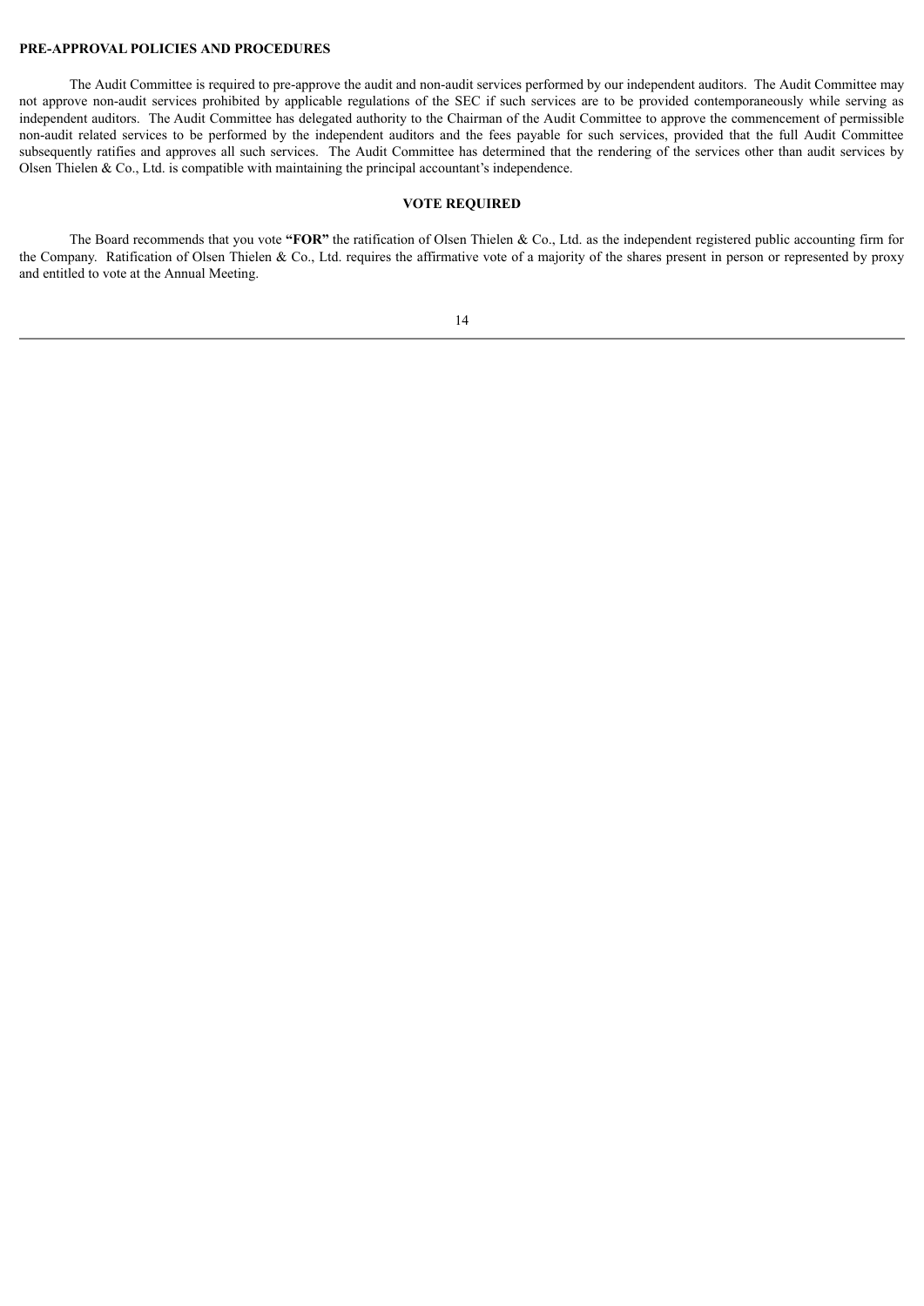**PRE-APPROVAL POLICIES AND PROCEDURES**

The Audit Committee is required to pre-approve the audit and non-audit services performed by our independent auditors. The Audit Committee may not approve non-audit services prohibited by applicable regulations of the SEC if such services are to be provided contemporaneously while serving as independent auditors. The Audit Committee has delegated authority to the Chairman of the Audit Committee to approve the commencement of permissible non-audit related services to be performed by the independent auditors and the fees payable for such services, provided that the full Audit Committee subsequently ratifies and approves all such services. The Audit Committee has determined that the rendering of the services other than audit services by Olsen Thielen & Co., Ltd. is compatible with maintaining the principal accountant's independence.

**VOTE REQUIRED**

The Board recommends that you vote **"FOR"** the ratification of Olsen Thielen & Co., Ltd. as the independent registered public accounting firm for the Company. Ratification of Olsen Thielen & Co., Ltd. requires the affirmative vote of a majority of the shares present in person or represented by proxy and entitled to vote at the Annual Meeting.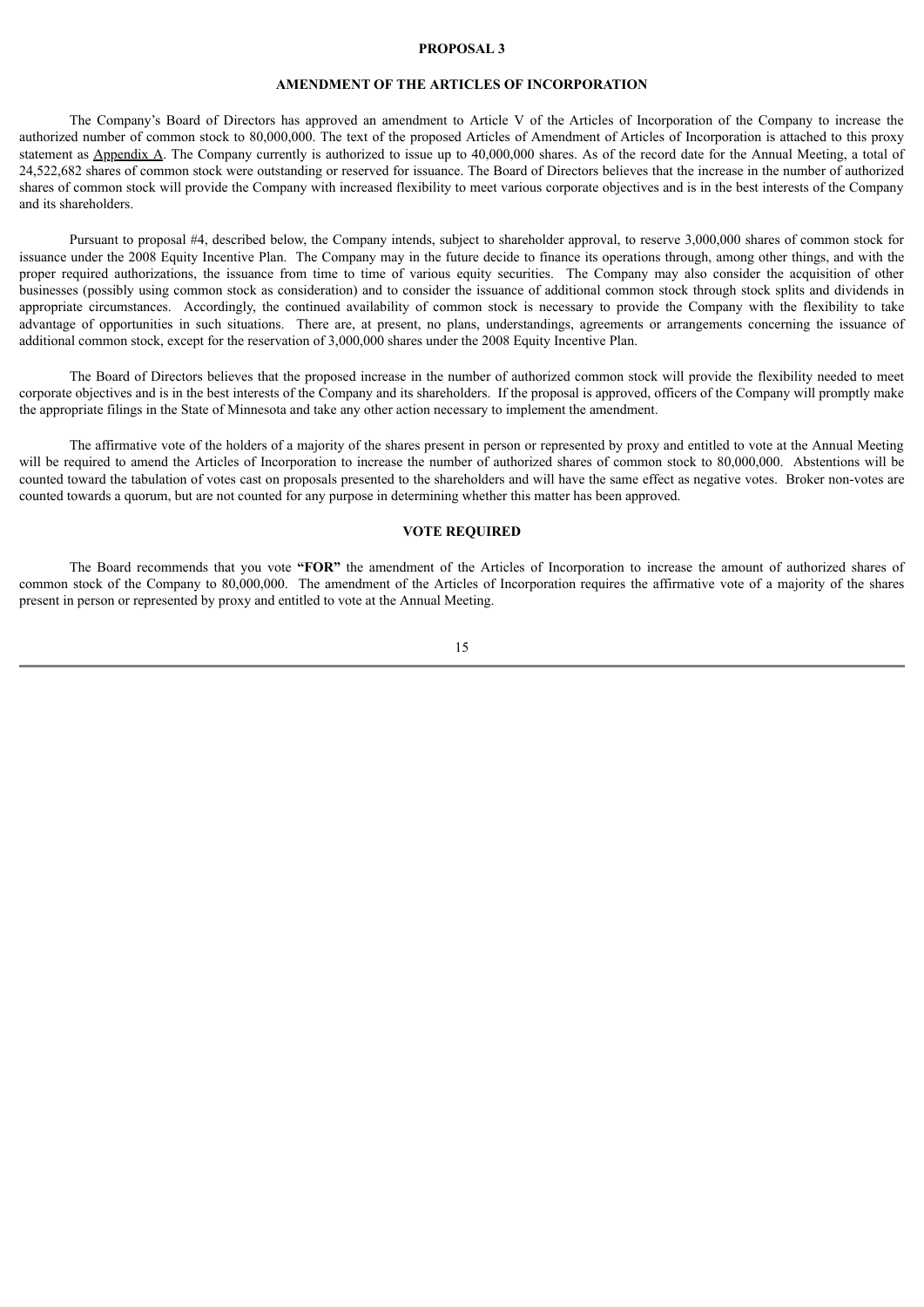**PROPOSAL 3**

**AMENDMENT OF THE ARTICLES OF INCORPORATION**

The Company's Board of Directors has approved an amendment to Article V of the Articles of Incorporation of the Company to increase the authorized number of common stock to 80,000,000. The text of the proposed Articles of Amendment of Articles of Incorporation is attached to this proxy statement as Appendix A. The Company currently is authorized to issue up to 40,000,000 shares. As of the record date for the Annual Meeting, a total of 24,522,682 shares of common stock were outstanding or reserved for issuance. The Board of Directors believes that the increase in the number of authorized shares of common stock will provide the Company with increased flexibility to meet various corporate objectives and is in the best interests of the Company and its shareholders.

Pursuant to proposal #4, described below, the Company intends, subject to shareholder approval, to reserve 3,000,000 shares of common stock for issuance under the 2008 Equity Incentive Plan. The Company may in the future decide to finance its operations through, among other things, and with the proper required authorizations, the issuance from time to time of various equity securities. The Company may also consider the acquisition of other businesses (possibly using common stock as consideration) and to consider the issuance of additional common stock through stock splits and dividends in appropriate circumstances. Accordingly, the continued availability of common stock is necessary to provide the Company with the flexibility to take advantage of opportunities in such situations. There are, at present, no plans, understandings, agreements or arrangements concerning the issuance of additional common stock, except for the reservation of 3,000,000 shares under the 2008 Equity Incentive Plan.

The Board of Directors believes that the proposed increase in the number of authorized common stock will provide the flexibility needed to meet corporate objectives and is in the best interests of the Company and its shareholders. If the proposal is approved, officers of the Company will promptly make the appropriate filings in the State of Minnesota and take any other action necessary to implement the amendment.

The affirmative vote of the holders of a majority of the shares present in person or represented by proxy and entitled to vote at the Annual Meeting will be required to amend the Articles of Incorporation to increase the number of authorized shares of common stock to 80,000,000. Abstentions will be counted toward the tabulation of votes cast on proposals presented to the shareholders and will have the same effect as negative votes. Broker non-votes are counted towards a quorum, but are not counted for any purpose in determining whether this matter has been approved.

**VOTE REQUIRED**

The Board recommends that you vote **"FOR"** the amendment of the Articles of Incorporation to increase the amount of authorized shares of common stock of the Company to 80,000,000. The amendment of the Articles of Incorporation requires the affirmative vote of a majority of the shares present in person or represented by proxy and entitled to vote at the Annual Meeting.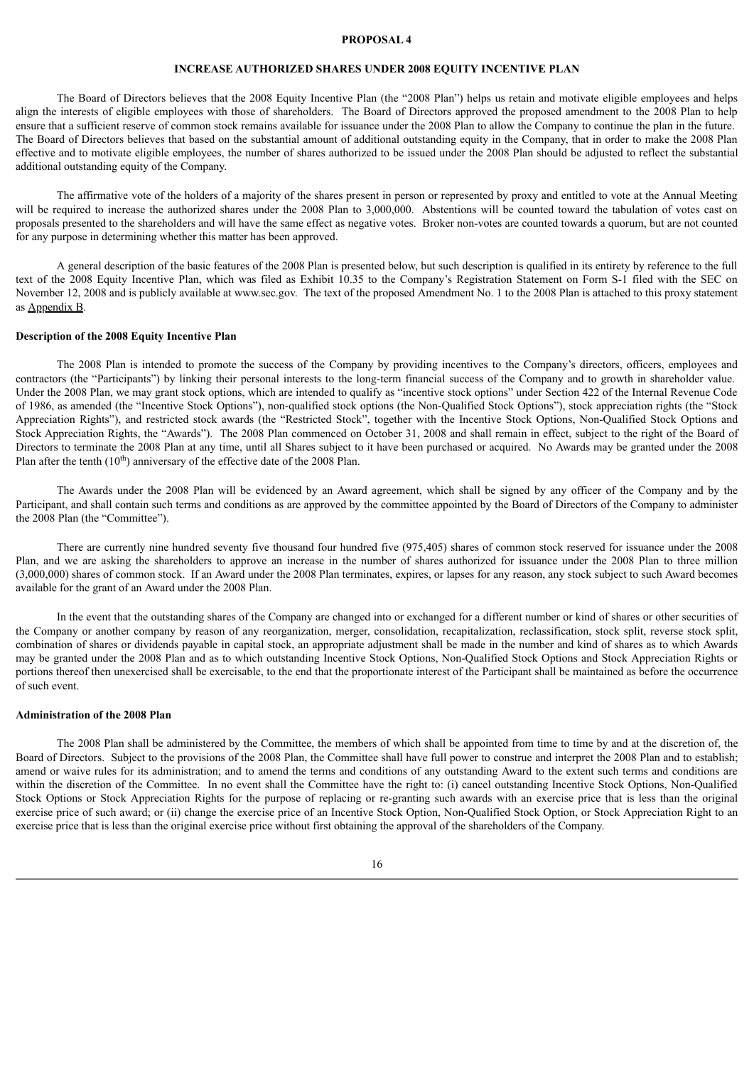## PROPOSAL 4

## INCREASE AUTHORIZED SHARES UNDER 2008 EQUITY INCENTIVE PLAN

The Board of Directors believes that the 2008 Equity Incentive Plan (the "2008 Plan") helps us retain and motivate eligible employees and helps align the interests of eligible employees with those of shareholders. The Board of Directors approved the proposed amendment to the 2008 Plan to help ensure that a sufficient reserve of common stock remains available for issuance under the 2008 Plan to allow the Company to continue the plan in the future. The Board of Directors believes that based on the substantial amount of additional outstanding equity in the Company, that in order to make the 2008 Plan effective and to motivate eligible employees, the number of shares authorized to be issued under the 2008 Plan should be adjusted to reflect the substantial additional outstanding equity of the Company.

The affirmative vote of the holders of a majority of the shares present in person or represented by proxy and entitled to vote at the Annual Meeting will be required to increase the authorized shares under the 2008 Plan to 3,000,000. Abstentions will be counted toward the tabulation of votes cast on proposals presented to the shareholders and will have the same effect as negative votes. Broker non-votes are counted towards a quorum, but are not counted for any purpose in determining whether this matter has been approved.

A general description of the basic features of the 2008 Plan is presented below, but such description is qualified in its entirety by reference to the full text of the 2008 Equity Incentive Plan, which was filed as Exhibit 10.35 to the Company's Registration Statement on Form S-1 filed with the SEC on November 12, 2008 and is publicly available at www.sec.gov. The text of the proposed Amendment No. 1 to the 2008 Plan is attached to this proxy statement as Appendix B.

**Description of the 2008 Equity Incentive Plan**

The 2008 Plan is intended to promote the success of the Company by providing incentives to the Company's directors, officers, employees and contractors (the "Participants") by linking their personal interests to the long-term financial success of the Company and to growth in shareholder value. Under the 2008 Plan, we may grant stock options, which are intended to qualify as "incentive stock options" under Section 422 of the Internal Revenue Code of 1986, as amended (the "Incentive Stock Options"), non-qualified stock options (the Non-Qualified Stock Options"), stock appreciation rights (the "Stock Appreciation Rights"), and restricted stock awards (the "Restricted Stock", together with the Incentive Stock Options, Non-Qualified Stock Options and Stock Appreciation Rights, the "Awards"). The 2008 Plan commenced on October 31, 2008 and shall remain in effect, subject to the right of the Board of Directors to terminate the 2008 Plan at any time, until all Shares subject to it have been purchased or acquired. No Awards may be granted under the 2008 Plan after the tenth (10th) anniversary of the effective date of the 2008 Plan.

The Awards under the 2008 Plan will be evidenced by an Award agreement, which shall be signed by any officer of the Company and by the Participant, and shall contain such terms and conditions as are approved by the committee appointed by the Board of Directors of the Company to administer the 2008 Plan (the "Committee").

There are currently nine hundred seventy five thousand four hundred five (975,405) shares of common stock reserved for issuance under the 2008 Plan, and we are asking the shareholders to approve an increase in the number of shares authorized for issuance under the 2008 Plan to three million (3,000,000) shares of common stock. If an Award under the 2008 Plan terminates, expires, or lapses for any reason, any stock subject to such Award becomes available for the grant of an Award under the 2008 Plan.

In the event that the outstanding shares of the Company are changed into or exchanged for a different number or kind of shares or other securities of the Company or another company by reason of any reorganization, merger, consolidation, recapitalization, reclassification, stock split, reverse stock split, combination of shares or dividends payable in capital stock, an appropriate adjustment shall be made in the number and kind of shares as to which Awards may be granted under the 2008 Plan and as to which outstanding Incentive Stock Options, Non-Qualified Stock Options and Stock Appreciation Rights or portions thereof then unexercised shall be exercisable, to the end that the proportionate interest of the Participant shall be maintained as before the occurrence of such event.

**Administration of the 2008 Plan**

The 2008 Plan shall be administered by the Committee, the members of which shall be appointed from time to time by and at the discretion of, the Board of Directors. Subject to the provisions of the 2008 Plan, the Committee shall have full power to construe and interpret the 2008 Plan and to establish; amend or waive rules for its administration; and to amend the terms and conditions of any outstanding Award to the extent such terms and conditions are within the discretion of the Committee. In no event shall the Committee have the right to: (i) cancel outstanding Incentive Stock Options, Non-Qualified Stock Options or Stock Appreciation Rights for the purpose of replacing or re-granting such awards with an exercise price that is less than the original exercise price of such award; or (ii) change the exercise price of an Incentive Stock Option, Non-Qualified Stock Option, or Stock Appreciation Right to an exercise price that is less than the original exercise price without first obtaining the approval of the shareholders of the Company.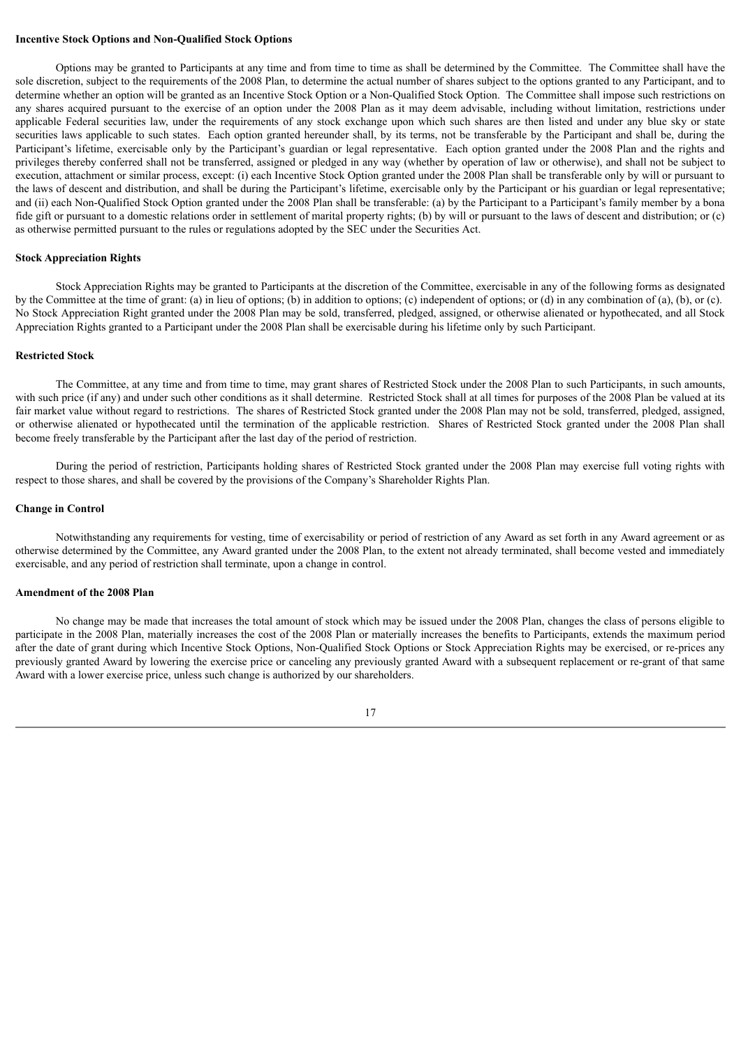**Incentive Stock Options and Non-Qualified Stock Options**

Options may be granted to Participants at any time and from time to time as shall be determined by the Committee. The Committee shall have the sole discretion, subject to the requirements of the 2008 Plan, to determine the actual number of shares subject to the options granted to any Participant, and to determine whether an option will be granted as an Incentive Stock Option or a Non-Qualified Stock Option. The Committee shall impose such restrictions on any shares acquired pursuant to the exercise of an option under the 2008 Plan as it may deem advisable, including without limitation, restrictions under applicable Federal securities law, under the requirements of any stock exchange upon which such shares are then listed and under any blue sky or state securities laws applicable to such states. Each option granted hereunder shall, by its terms, not be transferable by the Participant and shall be, during the Participant's lifetime, exercisable only by the Participant's guardian or legal representative. Each option granted under the 2008 Plan and the rights and privileges thereby conferred shall not be transferred, assigned or pledged in any way (whether by operation of law or otherwise), and shall not be subject to execution, attachment or similar process, except: (i) each Incentive Stock Option granted under the 2008 Plan shall be transferable only by will or pursuant to the laws of descent and distribution, and shall be during the Participant's lifetime, exercisable only by the Participant or his guardian or legal representative; and (ii) each Non-Qualified Stock Option granted under the 2008 Plan shall be transferable: (a) by the Participant to a Participant's family member by a bona fide gift or pursuant to a domestic relations order in settlement of marital property rights; (b) by will or pursuant to the laws of descent and distribution; or (c) as otherwise permitted pursuant to the rules or regulations adopted by the SEC under the Securities Act.

**Stock Appreciation Rights**

Stock Appreciation Rights may be granted to Participants at the discretion of the Committee, exercisable in any of the following forms as designated by the Committee at the time of grant: (a) in lieu of options; (b) in addition to options; (c) independent of options; or (d) in any combination of (a), (b), or (c). No Stock Appreciation Right granted under the 2008 Plan may be sold, transferred, pledged, assigned, or otherwise alienated or hypothecated, and all Stock Appreciation Rights granted to a Participant under the 2008 Plan shall be exercisable during his lifetime only by such Participant.

**Restricted Stock**

The Committee, at any time and from time to time, may grant shares of Restricted Stock under the 2008 Plan to such Participants, in such amounts, with such price (if any) and under such other conditions as it shall determine. Restricted Stock shall at all times for purposes of the 2008 Plan be valued at its fair market value without regard to restrictions. The shares of Restricted Stock granted under the 2008 Plan may not be sold, transferred, pledged, assigned, or otherwise alienated or hypothecated until the termination of the applicable restriction. Shares of Restricted Stock granted under the 2008 Plan shall become freely transferable by the Participant after the last day of the period of restriction.

During the period of restriction, Participants holding shares of Restricted Stock granted under the 2008 Plan may exercise full voting rights with respect to those shares, and shall be covered by the provisions of the Company's Shareholder Rights Plan.

**Change in Control**

Notwithstanding any requirements for vesting, time of exercisability or period of restriction of any Award as set forth in any Award agreement or as otherwise determined by the Committee, any Award granted under the 2008 Plan, to the extent not already terminated, shall become vested and immediately exercisable, and any period of restriction shall terminate, upon a change in control.

**Amendment of the 2008 Plan**

No change may be made that increases the total amount of stock which may be issued under the 2008 Plan, changes the class of persons eligible to participate in the 2008 Plan, materially increases the cost of the 2008 Plan or materially increases the benefits to Participants, extends the maximum period after the date of grant during which Incentive Stock Options, Non-Qualified Stock Options or Stock Appreciation Rights may be exercised, or re-prices any previously granted Award by lowering the exercise price or canceling any previously granted Award with a subsequent replacement or re-grant of that same Award with a lower exercise price, unless such change is authorized by our shareholders.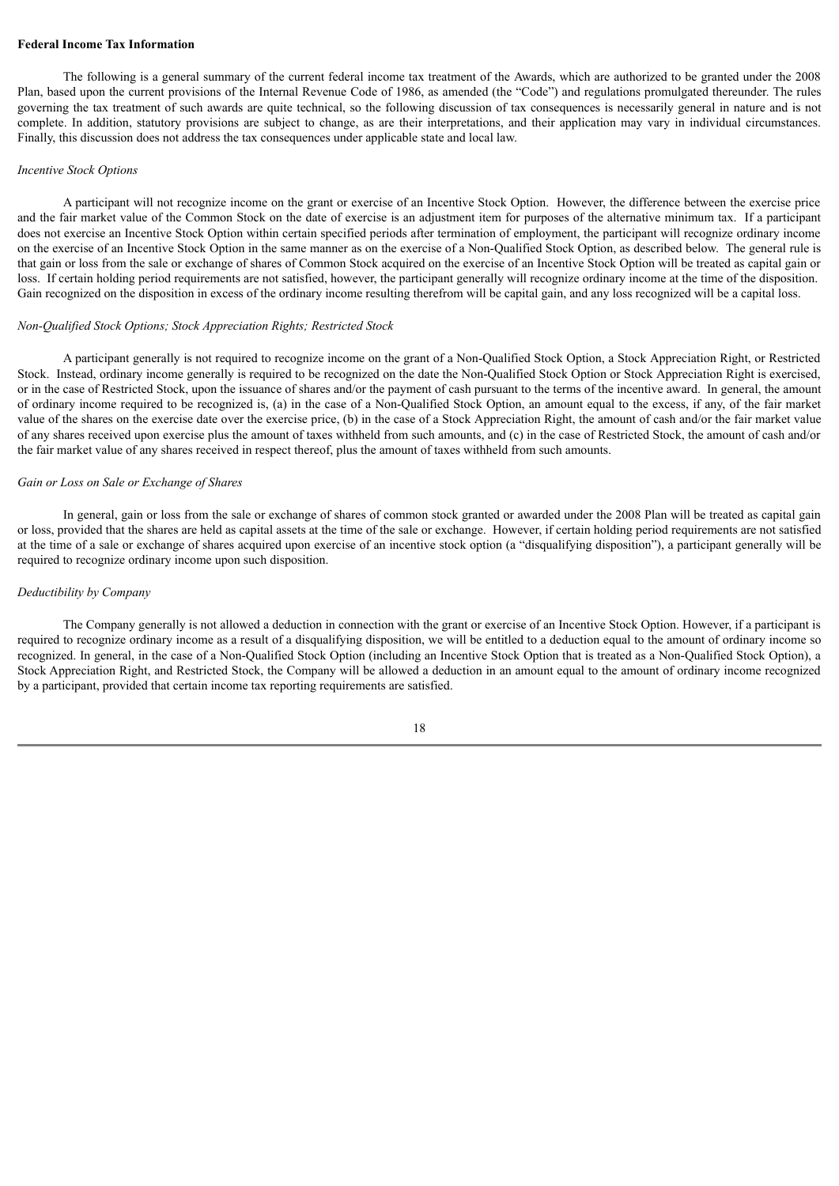**Federal Income Tax Information**

The following is a general summary of the current federal income tax treatment of the Awards, which are authorized to be granted under the 2008 Plan, based upon the current provisions of the Internal Revenue Code of 1986, as amended (the "Code") and regulations promulgated thereunder. The rules governing the tax treatment of such awards are quite technical, so the following discussion of tax consequences is necessarily general in nature and is not complete. In addition, statutory provisions are subject to change, as are their interpretations, and their application may vary in individual circumstances. Finally, this discussion does not address the tax consequences under applicable state and local law.

*Incentive Stock Options*

A participant will not recognize income on the grant or exercise of an Incentive Stock Option. However, the difference between the exercise price and the fair market value of the Common Stock on the date of exercise is an adjustment item for purposes of the alternative minimum tax. If a participant does not exercise an Incentive Stock Option within certain specified periods after termination of employment, the participant will recognize ordinary income on the exercise of an Incentive Stock Option in the same manner as on the exercise of a Non-Qualified Stock Option, as described below. The general rule is that gain or loss from the sale or exchange of shares of Common Stock acquired on the exercise of an Incentive Stock Option will be treated as capital gain or loss. If certain holding period requirements are not satisfied, however, the participant generally will recognize ordinary income at the time of the disposition. Gain recognized on the disposition in excess of the ordinary income resulting therefrom will be capital gain, and any loss recognized will be a capital loss.

*Non-Qualified Stock Options; Stock Appreciation Rights; Restricted Stock*

A participant generally is not required to recognize income on the grant of a Non-Qualified Stock Option, a Stock Appreciation Right, or Restricted Stock. Instead, ordinary income generally is required to be recognized on the date the Non-Qualified Stock Option or Stock Appreciation Right is exercised, or in the case of Restricted Stock, upon the issuance of shares and/or the payment of cash pursuant to the terms of the incentive award. In general, the amount of ordinary income required to be recognized is, (a) in the case of a Non-Qualified Stock Option, an amount equal to the excess, if any, of the fair market value of the shares on the exercise date over the exercise price, (b) in the case of a Stock Appreciation Right, the amount of cash and/or the fair market value of any shares received upon exercise plus the amount of taxes withheld from such amounts, and (c) in the case of Restricted Stock, the amount of cash and/or the fair market value of any shares received in respect thereof, plus the amount of taxes withheld from such amounts.

*Gain or Loss on Sale or Exchange of Shares*

In general, gain or loss from the sale or exchange of shares of common stock granted or awarded under the 2008 Plan will be treated as capital gain or loss, provided that the shares are held as capital assets at the time of the sale or exchange. However, if certain holding period requirements are not satisfied at the time of a sale or exchange of shares acquired upon exercise of an incentive stock option (a "disqualifying disposition"), a participant generally will be required to recognize ordinary income upon such disposition.

*Deductibility by Company*

The Company generally is not allowed a deduction in connection with the grant or exercise of an Incentive Stock Option. However, if a participant is required to recognize ordinary income as a result of a disqualifying disposition, we will be entitled to a deduction equal to the amount of ordinary income so recognized. In general, in the case of a Non-Qualified Stock Option (including an Incentive Stock Option that is treated as a Non-Qualified Stock Option), a Stock Appreciation Right, and Restricted Stock, the Company will be allowed a deduction in an amount equal to the amount of ordinary income recognized by a participant, provided that certain income tax reporting requirements are satisfied.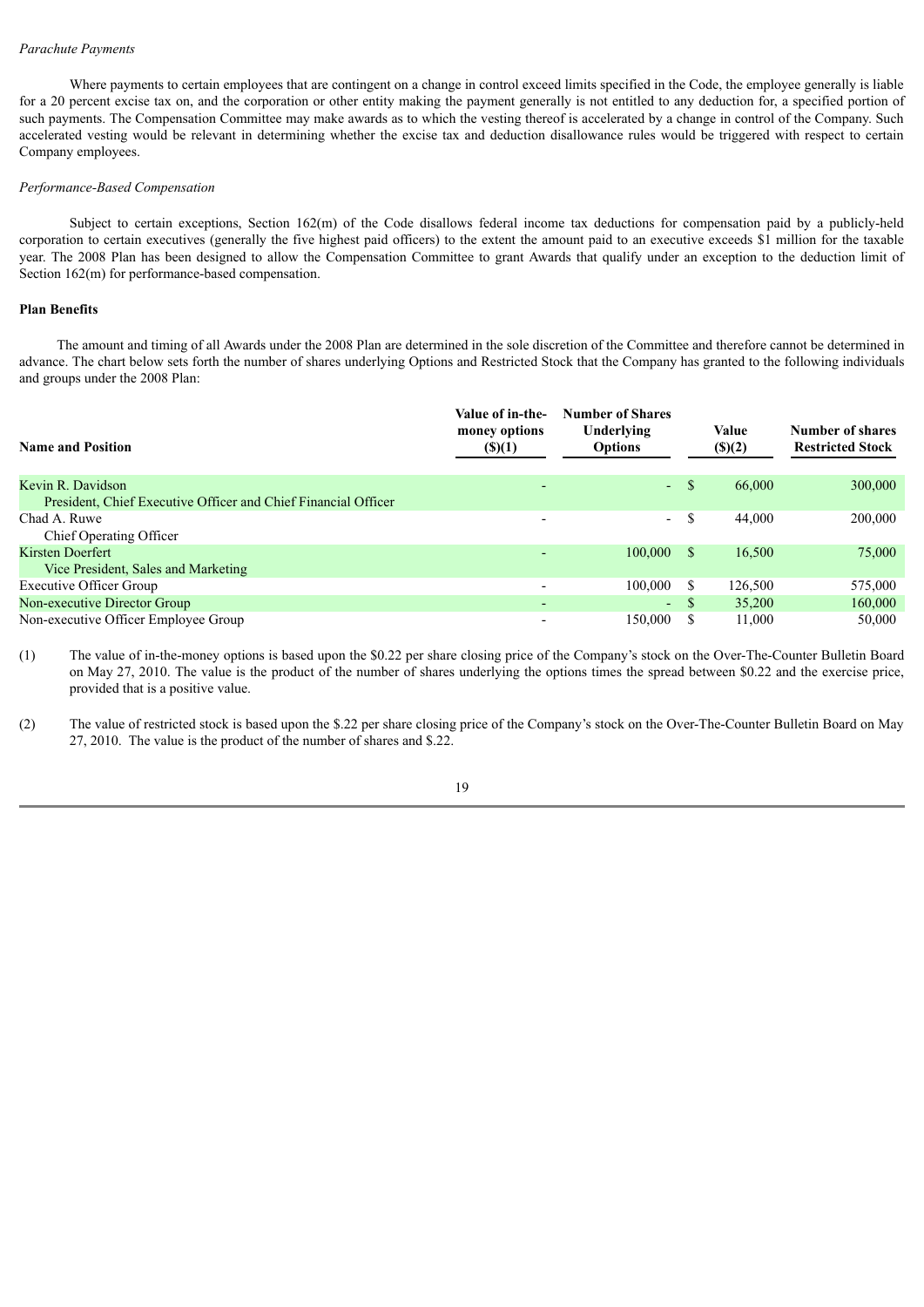*Parachute Payments*

Where payments to certain employees that are contingent on a change in control exceed limits specified in the Code, the employee generally is liable for a 20 percent excise tax on, and the corporation or other entity making the payment generally is not entitled to any deduction for, a specified portion of such payments. The Compensation Committee may make awards as to which the vesting thereof is accelerated by a change in control of the Company. Such accelerated vesting would be relevant in determining whether the excise tax and deduction disallowance rules would be triggered with respect to certain Company employees.

*Performance-Based Compensation*

Subject to certain exceptions, Section 162(m) of the Code disallows federal income tax deductions for compensation paid by a publicly-held corporation to certain executives (generally the five highest paid officers) to the extent the amount paid to an executive exceeds $1 million for the taxable year. The 2008 Plan has been designed to allow the Compensation Committee to grant Awards that qualify under an exception to the deduction limit of Section 162(m) for performance-based compensation.

**Plan Benefits**

The amount and timing of all Awards under the 2008 Plan are determined in the sole discretion of the Committee and therefore cannot be determined in advance. The chart below sets forth the number of shares underlying Options and Restricted Stock that the Company has granted to the following individuals and groups under the 2008 Plan:

| Name and Position | Value of in-the-money options ($)(1) | Number of Shares Underlying Options | Value ($)(2) | Number of shares Restricted Stock |
|---|---|---|---|---|
| Kevin R. Davidson<br>President, Chief Executive Officer and Chief Financial Officer | - | - | $ 66,000 | 300,000 |
| Chad A. Ruwe<br>Chief Operating Officer | - | - | $ 44,000 | 200,000 |
| Kirsten Doerfert<br>Vice President, Sales and Marketing | - | 100,000 | $ 16,500 | 75,000 |
| Executive Officer Group | - | 100,000 | $ 126,500 | 575,000 |
| Non-executive Director Group | - | - | $ 35,200 | 160,000 |
| Non-executive Officer Employee Group | - | 150,000 | $ 11,000 | 50,000 |

(1) The value of in-the-money options is based upon the $0.22 per share closing price of the Company's stock on the Over-The-Counter Bulletin Board on May 27, 2010. The value is the product of the number of shares underlying the options times the spread between $0.22 and the exercise price, provided that is a positive value.

(2) The value of restricted stock is based upon the $.22 per share closing price of the Company's stock on the Over-The-Counter Bulletin Board on May 27, 2010. The value is the product of the number of shares and $.22.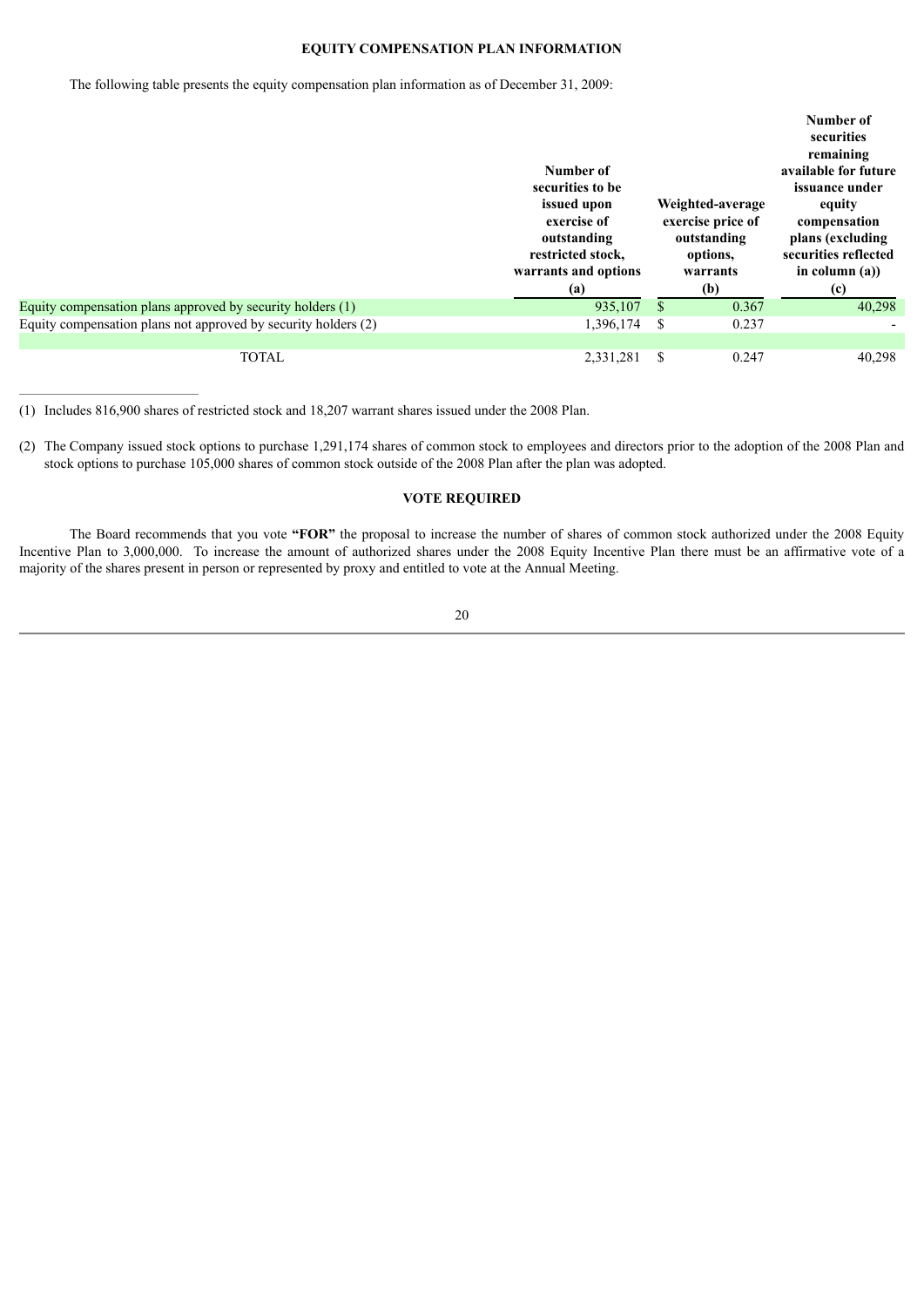## EQUITY COMPENSATION PLAN INFORMATION

The following table presents the equity compensation plan information as of December 31, 2009:

| | Number of securities to be issued upon exercise of outstanding restricted stock, warrants and options (a) | Weighted-average exercise price of outstanding options, warrants (b) | Number of securities remaining available for future issuance under equity compensation plans (excluding securities reflected in column (a)) (c) |
|---|---|---|---|
| Equity compensation plans approved by security holders (1) | 935,107 | $ 0.367 | 40,298 |
| Equity compensation plans not approved by security holders (2) | 1,396,174 | $ 0.237 | - |
| TOTAL | 2,331,281 | $ 0.247 | 40,298 |

(1) Includes 816,900 shares of restricted stock and 18,207 warrant shares issued under the 2008 Plan.

(2) The Company issued stock options to purchase 1,291,174 shares of common stock to employees and directors prior to the adoption of the 2008 Plan and stock options to purchase 105,000 shares of common stock outside of the 2008 Plan after the plan was adopted.

## VOTE REQUIRED

The Board recommends that you vote **"FOR"** the proposal to increase the number of shares of common stock authorized under the 2008 Equity Incentive Plan to 3,000,000. To increase the amount of authorized shares under the 2008 Equity Incentive Plan there must be an affirmative vote of a majority of the shares present in person or represented by proxy and entitled to vote at the Annual Meeting.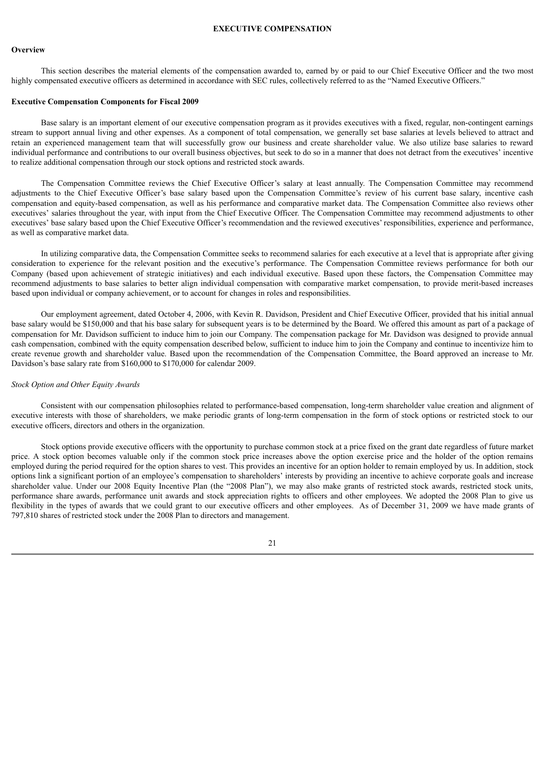## EXECUTIVE COMPENSATION

### Overview

This section describes the material elements of the compensation awarded to, earned by or paid to our Chief Executive Officer and the two most highly compensated executive officers as determined in accordance with SEC rules, collectively referred to as the "Named Executive Officers."

### Executive Compensation Components for Fiscal 2009

Base salary is an important element of our executive compensation program as it provides executives with a fixed, regular, non-contingent earnings stream to support annual living and other expenses. As a component of total compensation, we generally set base salaries at levels believed to attract and retain an experienced management team that will successfully grow our business and create shareholder value. We also utilize base salaries to reward individual performance and contributions to our overall business objectives, but seek to do so in a manner that does not detract from the executives' incentive to realize additional compensation through our stock options and restricted stock awards.

The Compensation Committee reviews the Chief Executive Officer's salary at least annually. The Compensation Committee may recommend adjustments to the Chief Executive Officer's base salary based upon the Compensation Committee's review of his current base salary, incentive cash compensation and equity-based compensation, as well as his performance and comparative market data. The Compensation Committee also reviews other executives' salaries throughout the year, with input from the Chief Executive Officer. The Compensation Committee may recommend adjustments to other executives' base salary based upon the Chief Executive Officer's recommendation and the reviewed executives' responsibilities, experience and performance, as well as comparative market data.

In utilizing comparative data, the Compensation Committee seeks to recommend salaries for each executive at a level that is appropriate after giving consideration to experience for the relevant position and the executive's performance. The Compensation Committee reviews performance for both our Company (based upon achievement of strategic initiatives) and each individual executive. Based upon these factors, the Compensation Committee may recommend adjustments to base salaries to better align individual compensation with comparative market compensation, to provide merit-based increases based upon individual or company achievement, or to account for changes in roles and responsibilities.

Our employment agreement, dated October 4, 2006, with Kevin R. Davidson, President and Chief Executive Officer, provided that his initial annual base salary would be $150,000 and that his base salary for subsequent years is to be determined by the Board. We offered this amount as part of a package of compensation for Mr. Davidson sufficient to induce him to join our Company. The compensation package for Mr. Davidson was designed to provide annual cash compensation, combined with the equity compensation described below, sufficient to induce him to join the Company and continue to incentivize him to create revenue growth and shareholder value. Based upon the recommendation of the Compensation Committee, the Board approved an increase to Mr. Davidson's base salary rate from $160,000 to $170,000 for calendar 2009.

*Stock Option and Other Equity Awards*

Consistent with our compensation philosophies related to performance-based compensation, long-term shareholder value creation and alignment of executive interests with those of shareholders, we make periodic grants of long-term compensation in the form of stock options or restricted stock to our executive officers, directors and others in the organization.

Stock options provide executive officers with the opportunity to purchase common stock at a price fixed on the grant date regardless of future market price. A stock option becomes valuable only if the common stock price increases above the option exercise price and the holder of the option remains employed during the period required for the option shares to vest. This provides an incentive for an option holder to remain employed by us. In addition, stock options link a significant portion of an employee's compensation to shareholders' interests by providing an incentive to achieve corporate goals and increase shareholder value. Under our 2008 Equity Incentive Plan (the "2008 Plan"), we may also make grants of restricted stock awards, restricted stock units, performance share awards, performance unit awards and stock appreciation rights to officers and other employees. We adopted the 2008 Plan to give us flexibility in the types of awards that we could grant to our executive officers and other employees. As of December 31, 2009 we have made grants of 797,810 shares of restricted stock under the 2008 Plan to directors and management.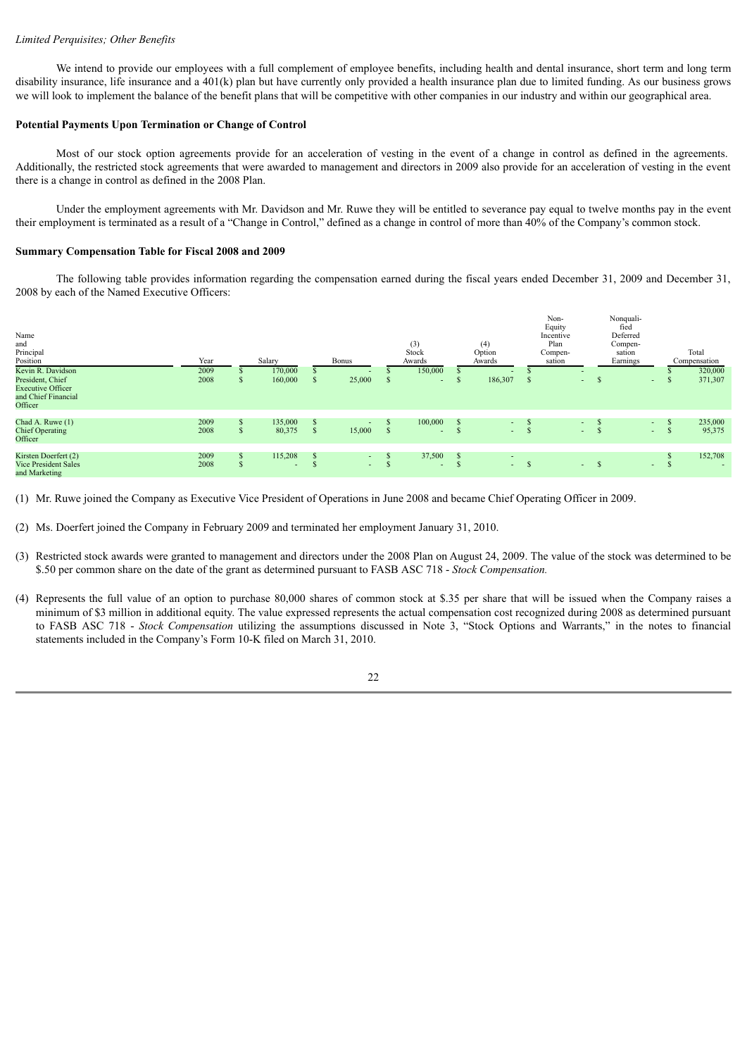*Limited Perquisites; Other Benefits*

We intend to provide our employees with a full complement of employee benefits, including health and dental insurance, short term and long term disability insurance, life insurance and a 401(k) plan but have currently only provided a health insurance plan due to limited funding. As our business grows we will look to implement the balance of the benefit plans that will be competitive with other companies in our industry and within our geographical area.

**Potential Payments Upon Termination or Change of Control**

Most of our stock option agreements provide for an acceleration of vesting in the event of a change in control as defined in the agreements. Additionally, the restricted stock agreements that were awarded to management and directors in 2009 also provide for an acceleration of vesting in the event there is a change in control as defined in the 2008 Plan.

Under the employment agreements with Mr. Davidson and Mr. Ruwe they will be entitled to severance pay equal to twelve months pay in the event their employment is terminated as a result of a "Change in Control," defined as a change in control of more than 40% of the Company's common stock.

**Summary Compensation Table for Fiscal 2008 and 2009**

The following table provides information regarding the compensation earned during the fiscal years ended December 31, 2009 and December 31, 2008 by each of the Named Executive Officers:

| Name and Principal Position | Year | Salary | Bonus | (3) Stock Awards | (4) Option Awards | Non-Equity Incentive Plan Compensation | Nonqualified Deferred Compensation Earnings | Total Compensation |
|---|---|---|---|---|---|---|---|---|
| Kevin R. Davidson President, Chief Executive Officer and Chief Financial Officer | 2009 | $ 170,000 | $ - | $ 150,000 | $ - | $ - | | $ 320,000 |
| | 2008 | $ 160,000 | $ 25,000 | $ - | $ 186,307 | $ - | $ - | $ 371,307 |
| Chad A. Ruwe (1) Chief Operating Officer | 2009 | $ 135,000 | $ - | $ 100,000 | $ - | $ - | $ - | $ 235,000 |
| | 2008 | $ 80,375 | $ 15,000 | $ - | $ - | $ - | $ - | $ 95,375 |
| Kirsten Doerfert (2) Vice President Sales and Marketing | 2009 | $ 115,208 | $ - | $ 37,500 | $ - | | | $ 152,708 |
| | 2008 | $ - | $ - | $ - | $ - | $ - | $ - | $ - |

(1) Mr. Ruwe joined the Company as Executive Vice President of Operations in June 2008 and became Chief Operating Officer in 2009.

(2) Ms. Doerfert joined the Company in February 2009 and terminated her employment January 31, 2010.

(3) Restricted stock awards were granted to management and directors under the 2008 Plan on August 24, 2009. The value of the stock was determined to be $.50 per common share on the date of the grant as determined pursuant to FASB ASC 718 - *Stock Compensation.*

(4) Represents the full value of an option to purchase 80,000 shares of common stock at $.35 per share that will be issued when the Company raises a minimum of $3 million in additional equity. The value expressed represents the actual compensation cost recognized during 2008 as determined pursuant to FASB ASC 718 - *Stock Compensation* utilizing the assumptions discussed in Note 3, "Stock Options and Warrants," in the notes to financial statements included in the Company's Form 10-K filed on March 31, 2010.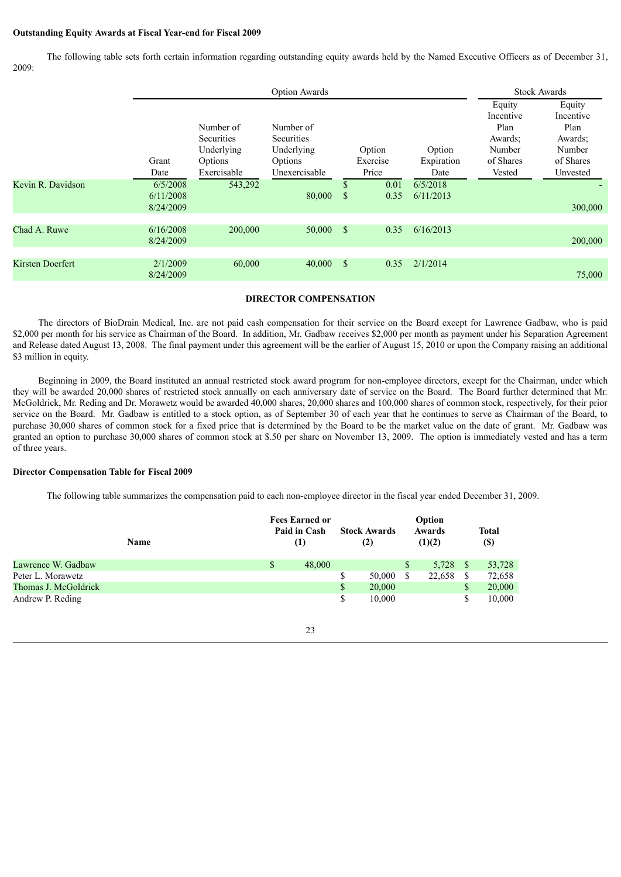**Outstanding Equity Awards at Fiscal Year-end for Fiscal 2009**

The following table sets forth certain information regarding outstanding equity awards held by the Named Executive Officers as of December 31, 2009:

| | Option Awards | | | | | Stock Awards | |
|---|---|---|---|---|---|---|---|
| | Grant Date | Number of Securities Underlying Options Exercisable | Number of Securities Underlying Options Unexercisable | Option Exercise Price | Option Expiration Date | Equity Incentive Plan Awards; Number of Shares Vested | Equity Incentive Plan Awards; Number of Shares Unvested |
| Kevin R. Davidson | 6/5/2008 | 543,292 | | $ 0.01 | 6/5/2018 | | - |
| | 6/11/2008 | | 80,000 | $ 0.35 | 6/11/2013 | | |
| | 8/24/2009 | | | | | | 300,000 |
| Chad A. Ruwe | 6/16/2008 | 200,000 | 50,000 | $ 0.35 | 6/16/2013 | | |
| | 8/24/2009 | | | | | | 200,000 |
| Kirsten Doerfert | 2/1/2009 | 60,000 | 40,000 | $ 0.35 | 2/1/2014 | | |
| | 8/24/2009 | | | | | | 75,000 |

**DIRECTOR COMPENSATION**

The directors of BioDrain Medical, Inc. are not paid cash compensation for their service on the Board except for Lawrence Gadbaw, who is paid $2,000 per month for his service as Chairman of the Board. In addition, Mr. Gadbaw receives $2,000 per month as payment under his Separation Agreement and Release dated August 13, 2008. The final payment under this agreement will be the earlier of August 15, 2010 or upon the Company raising an additional $3 million in equity.

Beginning in 2009, the Board instituted an annual restricted stock award program for non-employee directors, except for the Chairman, under which they will be awarded 20,000 shares of restricted stock annually on each anniversary date of service on the Board. The Board further determined that Mr. McGoldrick, Mr. Reding and Dr. Morawetz would be awarded 40,000 shares, 20,000 shares and 100,000 shares of common stock, respectively, for their prior service on the Board. Mr. Gadbaw is entitled to a stock option, as of September 30 of each year that he continues to serve as Chairman of the Board, to purchase 30,000 shares of common stock for a fixed price that is determined by the Board to be the market value on the date of grant. Mr. Gadbaw was granted an option to purchase 30,000 shares of common stock at $.50 per share on November 13, 2009. The option is immediately vested and has a term of three years.

**Director Compensation Table for Fiscal 2009**

The following table summarizes the compensation paid to each non-employee director in the fiscal year ended December 31, 2009.

| Name | Fees Earned or Paid in Cash (1) | Stock Awards (2) | Option Awards (1)(2) | Total ($) |
|---|---|---|---|---|
| Lawrence W. Gadbaw | $ 48,000 | | $ 5,728 | $ 53,728 |
| Peter L. Morawetz | | $ 50,000 | $ 22,658 | $ 72,658 |
| Thomas J. McGoldrick | | $ 20,000 | | $ 20,000 |
| Andrew P. Reding | | $ 10,000 | | $ 10,000 |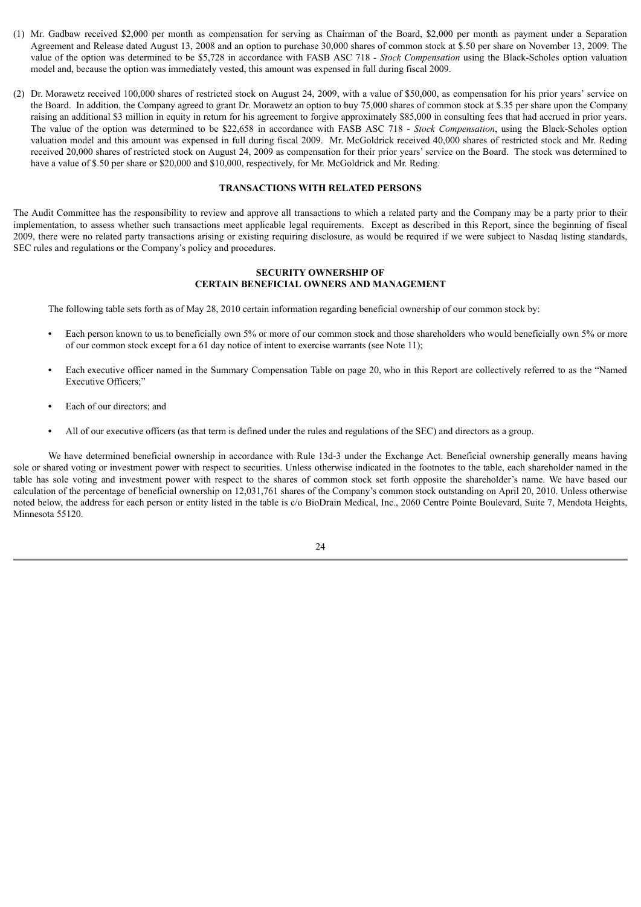(1) Mr. Gadbaw received $2,000 per month as compensation for serving as Chairman of the Board, $2,000 per month as payment under a Separation Agreement and Release dated August 13, 2008 and an option to purchase 30,000 shares of common stock at $.50 per share on November 13, 2009. The value of the option was determined to be $5,728 in accordance with FASB ASC 718 - *Stock Compensation* using the Black-Scholes option valuation model and, because the option was immediately vested, this amount was expensed in full during fiscal 2009.

(2) Dr. Morawetz received 100,000 shares of restricted stock on August 24, 2009, with a value of $50,000, as compensation for his prior years' service on the Board. In addition, the Company agreed to grant Dr. Morawetz an option to buy 75,000 shares of common stock at $.35 per share upon the Company raising an additional $3 million in equity in return for his agreement to forgive approximately $85,000 in consulting fees that had accrued in prior years. The value of the option was determined to be $22,658 in accordance with FASB ASC 718 - *Stock Compensation*, using the Black-Scholes option valuation model and this amount was expensed in full during fiscal 2009. Mr. McGoldrick received 40,000 shares of restricted stock and Mr. Reding received 20,000 shares of restricted stock on August 24, 2009 as compensation for their prior years' service on the Board. The stock was determined to have a value of $.50 per share or $20,000 and $10,000, respectively, for Mr. McGoldrick and Mr. Reding.

## TRANSACTIONS WITH RELATED PERSONS

The Audit Committee has the responsibility to review and approve all transactions to which a related party and the Company may be a party prior to their implementation, to assess whether such transactions meet applicable legal requirements. Except as described in this Report, since the beginning of fiscal 2009, there were no related party transactions arising or existing requiring disclosure, as would be required if we were subject to Nasdaq listing standards, SEC rules and regulations or the Company's policy and procedures.

## SECURITY OWNERSHIP OF CERTAIN BENEFICIAL OWNERS AND MANAGEMENT

The following table sets forth as of May 28, 2010 certain information regarding beneficial ownership of our common stock by:

- Each person known to us to beneficially own 5% or more of our common stock and those shareholders who would beneficially own 5% or more of our common stock except for a 61 day notice of intent to exercise warrants (see Note 11);
- Each executive officer named in the Summary Compensation Table on page 20, who in this Report are collectively referred to as the "Named Executive Officers;"
- Each of our directors; and
- All of our executive officers (as that term is defined under the rules and regulations of the SEC) and directors as a group.

We have determined beneficial ownership in accordance with Rule 13d-3 under the Exchange Act. Beneficial ownership generally means having sole or shared voting or investment power with respect to securities. Unless otherwise indicated in the footnotes to the table, each shareholder named in the table has sole voting and investment power with respect to the shares of common stock set forth opposite the shareholder's name. We have based our calculation of the percentage of beneficial ownership on 12,031,761 shares of the Company's common stock outstanding on April 20, 2010. Unless otherwise noted below, the address for each person or entity listed in the table is c/o BioDrain Medical, Inc., 2060 Centre Pointe Boulevard, Suite 7, Mendota Heights, Minnesota 55120.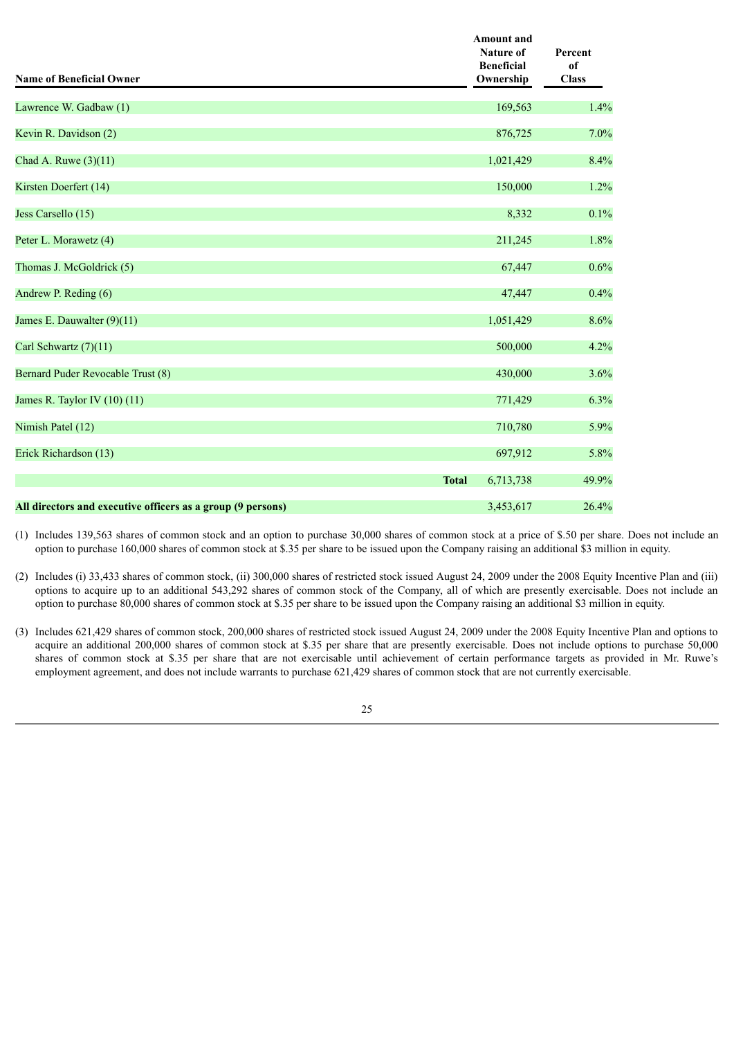| Name of Beneficial Owner | Amount and Nature of Beneficial Ownership | Percent of Class |
|---|---|---|
| Lawrence W. Gadbaw (1) | 169,563 | 1.4% |
| Kevin R. Davidson (2) | 876,725 | 7.0% |
| Chad A. Ruwe (3)(11) | 1,021,429 | 8.4% |
| Kirsten Doerfert (14) | 150,000 | 1.2% |
| Jess Carsello (15) | 8,332 | 0.1% |
| Peter L. Morawetz (4) | 211,245 | 1.8% |
| Thomas J. McGoldrick (5) | 67,447 | 0.6% |
| Andrew P. Reding (6) | 47,447 | 0.4% |
| James E. Dauwalter (9)(11) | 1,051,429 | 8.6% |
| Carl Schwartz (7)(11) | 500,000 | 4.2% |
| Bernard Puder Revocable Trust (8) | 430,000 | 3.6% |
| James R. Taylor IV (10) (11) | 771,429 | 6.3% |
| Nimish Patel (12) | 710,780 | 5.9% |
| Erick Richardson (13) | 697,912 | 5.8% |
| **Total** | 6,713,738 | 49.9% |
| **All directors and executive officers as a group (9 persons)** | 3,453,617 | 26.4% |

(1) Includes 139,563 shares of common stock and an option to purchase 30,000 shares of common stock at a price of $.50 per share. Does not include an option to purchase 160,000 shares of common stock at $.35 per share to be issued upon the Company raising an additional $3 million in equity.

(2) Includes (i) 33,433 shares of common stock, (ii) 300,000 shares of restricted stock issued August 24, 2009 under the 2008 Equity Incentive Plan and (iii) options to acquire up to an additional 543,292 shares of common stock of the Company, all of which are presently exercisable. Does not include an option to purchase 80,000 shares of common stock at $.35 per share to be issued upon the Company raising an additional $3 million in equity.

(3) Includes 621,429 shares of common stock, 200,000 shares of restricted stock issued August 24, 2009 under the 2008 Equity Incentive Plan and options to acquire an additional 200,000 shares of common stock at $.35 per share that are presently exercisable. Does not include options to purchase 50,000 shares of common stock at $.35 per share that are not exercisable until achievement of certain performance targets as provided in Mr. Ruwe's employment agreement, and does not include warrants to purchase 621,429 shares of common stock that are not currently exercisable.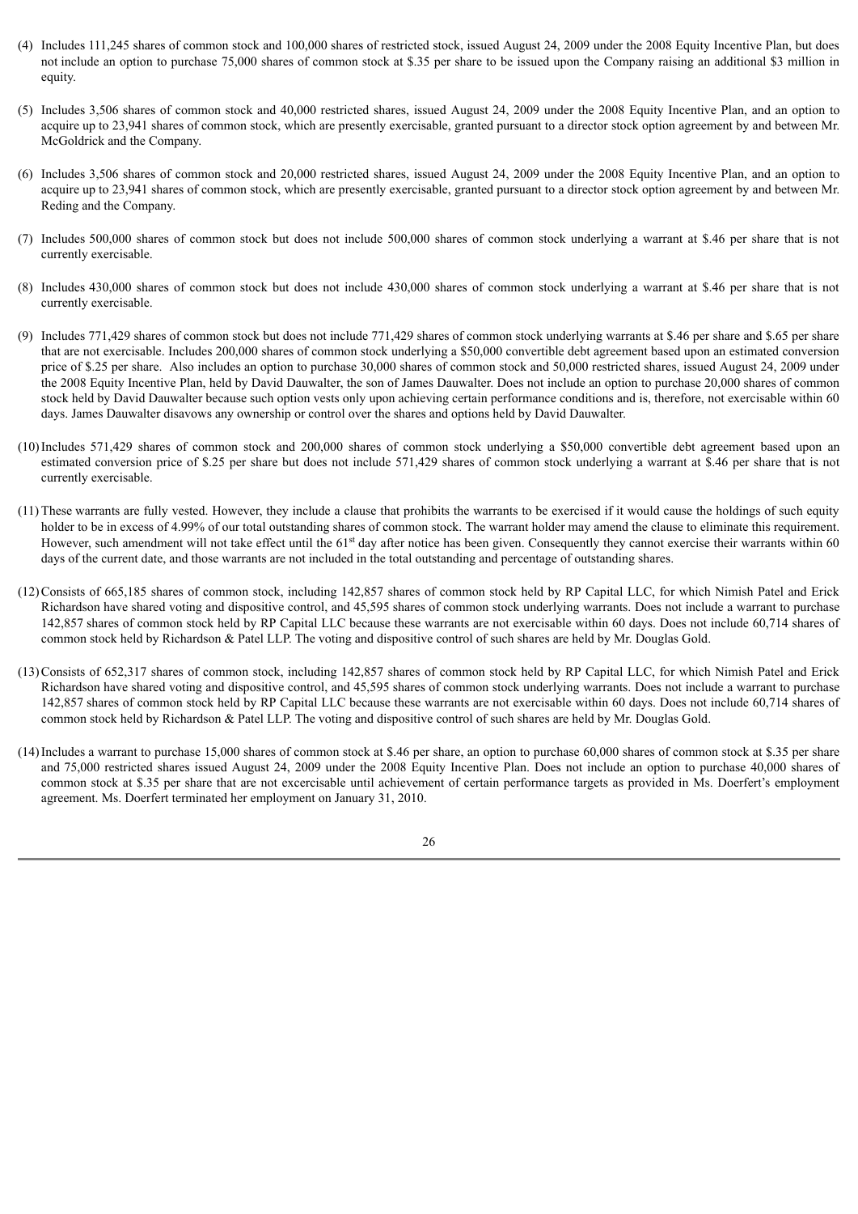(4) Includes 111,245 shares of common stock and 100,000 shares of restricted stock, issued August 24, 2009 under the 2008 Equity Incentive Plan, but does not include an option to purchase 75,000 shares of common stock at $.35 per share to be issued upon the Company raising an additional $3 million in equity.

(5) Includes 3,506 shares of common stock and 40,000 restricted shares, issued August 24, 2009 under the 2008 Equity Incentive Plan, and an option to acquire up to 23,941 shares of common stock, which are presently exercisable, granted pursuant to a director stock option agreement by and between Mr. McGoldrick and the Company.

(6) Includes 3,506 shares of common stock and 20,000 restricted shares, issued August 24, 2009 under the 2008 Equity Incentive Plan, and an option to acquire up to 23,941 shares of common stock, which are presently exercisable, granted pursuant to a director stock option agreement by and between Mr. Reding and the Company.

(7) Includes 500,000 shares of common stock but does not include 500,000 shares of common stock underlying a warrant at $.46 per share that is not currently exercisable.

(8) Includes 430,000 shares of common stock but does not include 430,000 shares of common stock underlying a warrant at $.46 per share that is not currently exercisable.

(9) Includes 771,429 shares of common stock but does not include 771,429 shares of common stock underlying warrants at $.46 per share and $.65 per share that are not exercisable. Includes 200,000 shares of common stock underlying a $50,000 convertible debt agreement based upon an estimated conversion price of $.25 per share. Also includes an option to purchase 30,000 shares of common stock and 50,000 restricted shares, issued August 24, 2009 under the 2008 Equity Incentive Plan, held by David Dauwalter, the son of James Dauwalter. Does not include an option to purchase 20,000 shares of common stock held by David Dauwalter because such option vests only upon achieving certain performance conditions and is, therefore, not exercisable within 60 days. James Dauwalter disavows any ownership or control over the shares and options held by David Dauwalter.

(10) Includes 571,429 shares of common stock and 200,000 shares of common stock underlying a $50,000 convertible debt agreement based upon an estimated conversion price of $.25 per share but does not include 571,429 shares of common stock underlying a warrant at $.46 per share that is not currently exercisable.

(11) These warrants are fully vested. However, they include a clause that prohibits the warrants to be exercised if it would cause the holdings of such equity holder to be in excess of 4.99% of our total outstanding shares of common stock. The warrant holder may amend the clause to eliminate this requirement. However, such amendment will not take effect until the 61st day after notice has been given. Consequently they cannot exercise their warrants within 60 days of the current date, and those warrants are not included in the total outstanding and percentage of outstanding shares.

(12) Consists of 665,185 shares of common stock, including 142,857 shares of common stock held by RP Capital LLC, for which Nimish Patel and Erick Richardson have shared voting and dispositive control, and 45,595 shares of common stock underlying warrants. Does not include a warrant to purchase 142,857 shares of common stock held by RP Capital LLC because these warrants are not exercisable within 60 days. Does not include 60,714 shares of common stock held by Richardson & Patel LLP. The voting and dispositive control of such shares are held by Mr. Douglas Gold.

(13) Consists of 652,317 shares of common stock, including 142,857 shares of common stock held by RP Capital LLC, for which Nimish Patel and Erick Richardson have shared voting and dispositive control, and 45,595 shares of common stock underlying warrants. Does not include a warrant to purchase 142,857 shares of common stock held by RP Capital LLC because these warrants are not exercisable within 60 days. Does not include 60,714 shares of common stock held by Richardson & Patel LLP. The voting and dispositive control of such shares are held by Mr. Douglas Gold.

(14) Includes a warrant to purchase 15,000 shares of common stock at $.46 per share, an option to purchase 60,000 shares of common stock at $.35 per share and 75,000 restricted shares issued August 24, 2009 under the 2008 Equity Incentive Plan. Does not include an option to purchase 40,000 shares of common stock at $.35 per share that are not excercisable until achievement of certain performance targets as provided in Ms. Doerfert's employment agreement. Ms. Doerfert terminated her employment on January 31, 2010.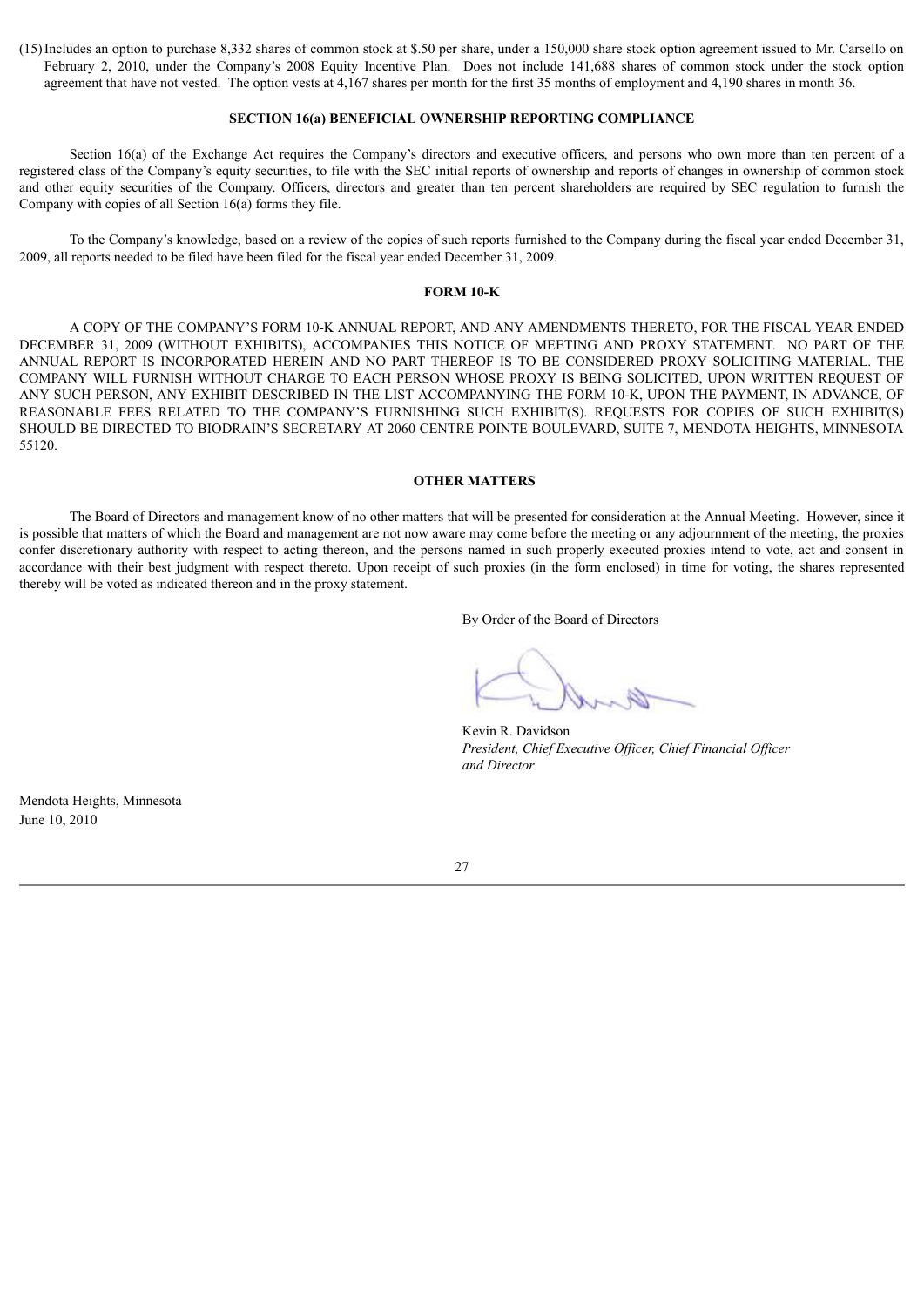(15) Includes an option to purchase 8,332 shares of common stock at $.50 per share, under a 150,000 share stock option agreement issued to Mr. Carsello on February 2, 2010, under the Company's 2008 Equity Incentive Plan. Does not include 141,688 shares of common stock under the stock option agreement that have not vested. The option vests at 4,167 shares per month for the first 35 months of employment and 4,190 shares in month 36.

## SECTION 16(a) BENEFICIAL OWNERSHIP REPORTING COMPLIANCE

Section 16(a) of the Exchange Act requires the Company's directors and executive officers, and persons who own more than ten percent of a registered class of the Company's equity securities, to file with the SEC initial reports of ownership and reports of changes in ownership of common stock and other equity securities of the Company. Officers, directors and greater than ten percent shareholders are required by SEC regulation to furnish the Company with copies of all Section 16(a) forms they file.

To the Company's knowledge, based on a review of the copies of such reports furnished to the Company during the fiscal year ended December 31, 2009, all reports needed to be filed have been filed for the fiscal year ended December 31, 2009.

## FORM 10-K

A COPY OF THE COMPANY'S FORM 10-K ANNUAL REPORT, AND ANY AMENDMENTS THERETO, FOR THE FISCAL YEAR ENDED DECEMBER 31, 2009 (WITHOUT EXHIBITS), ACCOMPANIES THIS NOTICE OF MEETING AND PROXY STATEMENT. NO PART OF THE ANNUAL REPORT IS INCORPORATED HEREIN AND NO PART THEREOF IS TO BE CONSIDERED PROXY SOLICITING MATERIAL. THE COMPANY WILL FURNISH WITHOUT CHARGE TO EACH PERSON WHOSE PROXY IS BEING SOLICITED, UPON WRITTEN REQUEST OF ANY SUCH PERSON, ANY EXHIBIT DESCRIBED IN THE LIST ACCOMPANYING THE FORM 10-K, UPON THE PAYMENT, IN ADVANCE, OF REASONABLE FEES RELATED TO THE COMPANY'S FURNISHING SUCH EXHIBIT(S). REQUESTS FOR COPIES OF SUCH EXHIBIT(S) SHOULD BE DIRECTED TO BIODRAIN'S SECRETARY AT 2060 CENTRE POINTE BOULEVARD, SUITE 7, MENDOTA HEIGHTS, MINNESOTA 55120.

## OTHER MATTERS

The Board of Directors and management know of no other matters that will be presented for consideration at the Annual Meeting. However, since it is possible that matters of which the Board and management are not now aware may come before the meeting or any adjournment of the meeting, the proxies confer discretionary authority with respect to acting thereon, and the persons named in such properly executed proxies intend to vote, act and consent in accordance with their best judgment with respect thereto. Upon receipt of such proxies (in the form enclosed) in time for voting, the shares represented thereby will be voted as indicated thereon and in the proxy statement.

By Order of the Board of Directors

Kevin R. Davidson
*President, Chief Executive Officer, Chief Financial Officer and Director*

Mendota Heights, Minnesota
June 10, 2010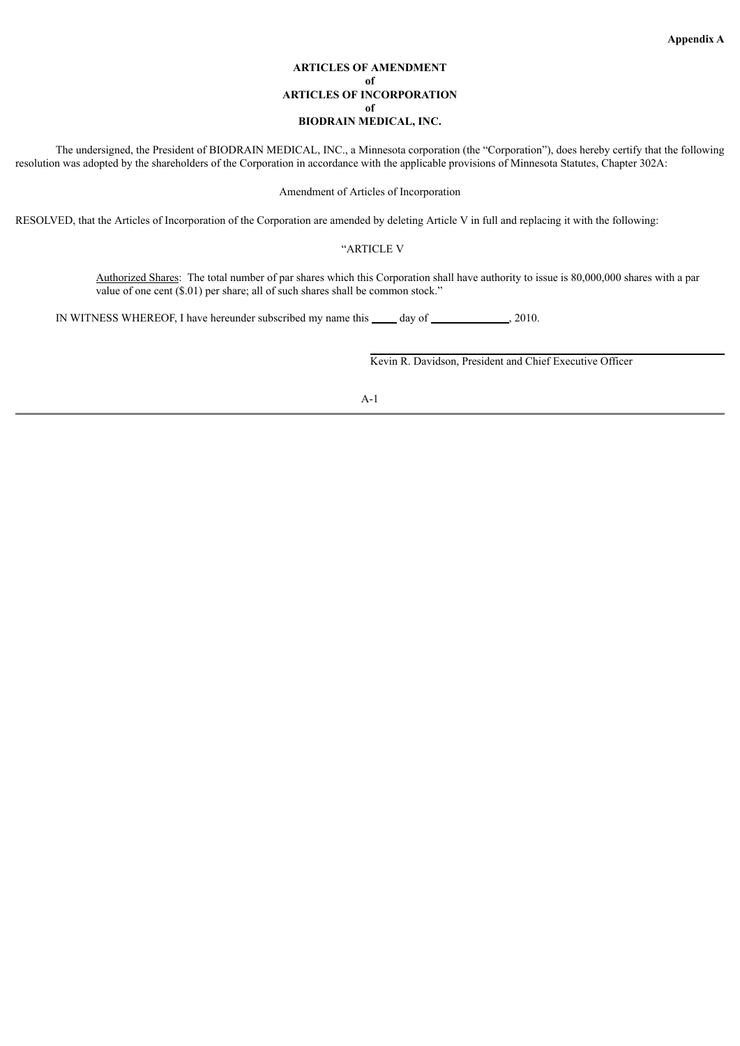**Appendix A**

**ARTICLES OF AMENDMENT**
**of**
**ARTICLES OF INCORPORATION**
**of**
**BIODRAIN MEDICAL, INC.**

The undersigned, the President of BIODRAIN MEDICAL, INC., a Minnesota corporation (the "Corporation"), does hereby certify that the following resolution was adopted by the shareholders of the Corporation in accordance with the applicable provisions of Minnesota Statutes, Chapter 302A:

Amendment of Articles of Incorporation

RESOLVED, that the Articles of Incorporation of the Corporation are amended by deleting Article V in full and replacing it with the following:

"ARTICLE V

> Authorized Shares: The total number of par shares which this Corporation shall have authority to issue is 80,000,000 shares with a par value of one cent ($.01) per share; all of such shares shall be common stock."

IN WITNESS WHEREOF, I have hereunder subscribed my name this _____ day of ______________, 2010.

\_\_\_\_\_\_\_\_\_\_\_\_\_\_\_\_\_\_\_\_\_\_\_\_\_\_\_\_\_\_\_\_\_\_\_\_\_\_\_\_
Kevin R. Davidson, President and Chief Executive Officer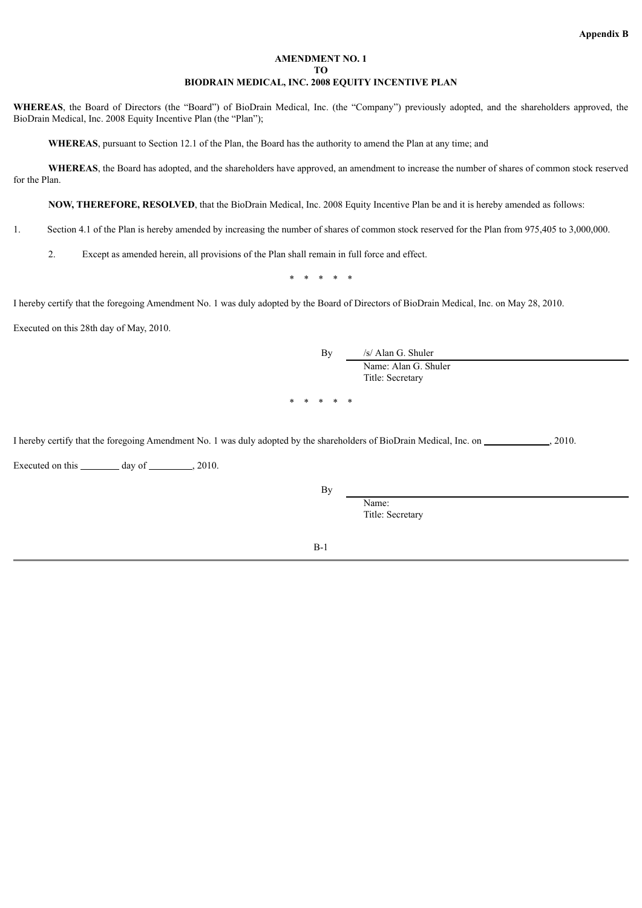**Appendix B**

**AMENDMENT NO. 1**
**TO**
**BIODRAIN MEDICAL, INC. 2008 EQUITY INCENTIVE PLAN**

**WHEREAS**, the Board of Directors (the "Board") of BioDrain Medical, Inc. (the "Company") previously adopted, and the shareholders approved, the BioDrain Medical, Inc. 2008 Equity Incentive Plan (the "Plan");

**WHEREAS**, pursuant to Section 12.1 of the Plan, the Board has the authority to amend the Plan at any time; and

**WHEREAS**, the Board has adopted, and the shareholders have approved, an amendment to increase the number of shares of common stock reserved for the Plan.

**NOW, THEREFORE, RESOLVED**, that the BioDrain Medical, Inc. 2008 Equity Incentive Plan be and it is hereby amended as follows:

1. Section 4.1 of the Plan is hereby amended by increasing the number of shares of common stock reserved for the Plan from 975,405 to 3,000,000.

2. Except as amended herein, all provisions of the Plan shall remain in full force and effect.

\* \* \* \* \*

I hereby certify that the foregoing Amendment No. 1 was duly adopted by the Board of Directors of BioDrain Medical, Inc. on May 28, 2010.

Executed on this 28th day of May, 2010.

By /s/ Alan G. Shuler
Name: Alan G. Shuler
Title: Secretary

\* \* \* \* \*

I hereby certify that the foregoing Amendment No. 1 was duly adopted by the shareholders of BioDrain Medical, Inc. on _____________, 2010.

Executed on this ________ day of _________, 2010.

By ______________________
Name:
Title: Secretary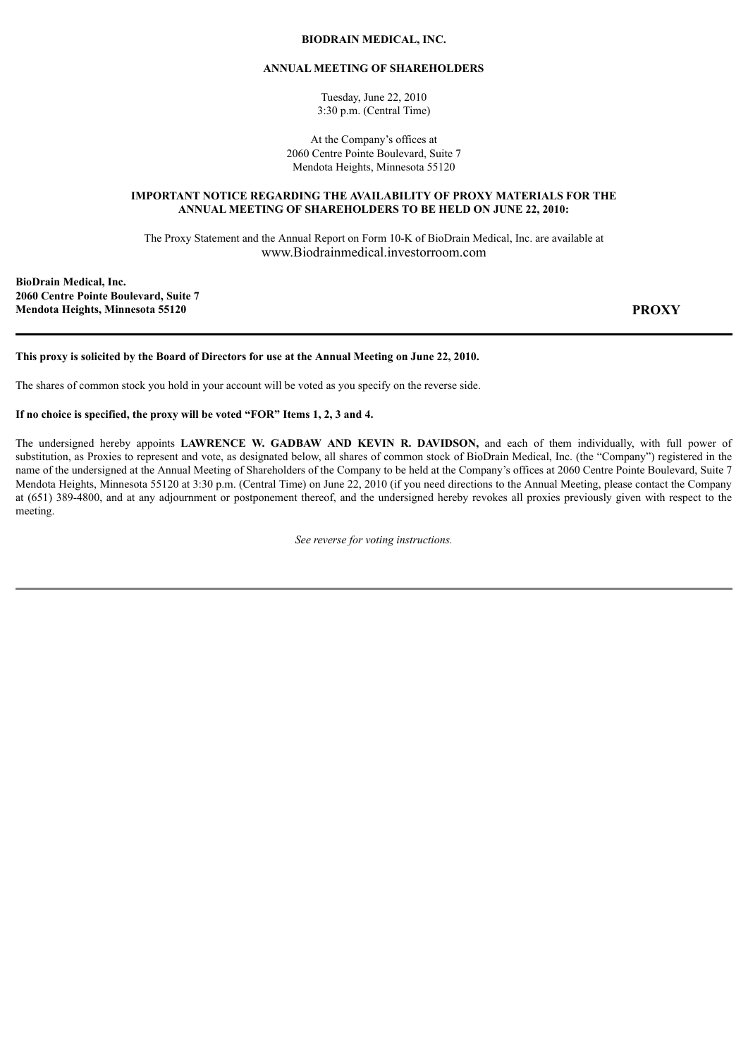**BIODRAIN MEDICAL, INC.**

**ANNUAL MEETING OF SHAREHOLDERS**

Tuesday, June 22, 2010
3:30 p.m. (Central Time)

At the Company's offices at
2060 Centre Pointe Boulevard, Suite 7
Mendota Heights, Minnesota 55120

**IMPORTANT NOTICE REGARDING THE AVAILABILITY OF PROXY MATERIALS FOR THE ANNUAL MEETING OF SHAREHOLDERS TO BE HELD ON JUNE 22, 2010:**

The Proxy Statement and the Annual Report on Form 10-K of BioDrain Medical, Inc. are available at
www.Biodrainmedical.investorroom.com

**BioDrain Medical, Inc.**
**2060 Centre Pointe Boulevard, Suite 7**
**Mendota Heights, Minnesota 55120**

**PROXY**

---

**This proxy is solicited by the Board of Directors for use at the Annual Meeting on June 22, 2010.**

The shares of common stock you hold in your account will be voted as you specify on the reverse side.

**If no choice is specified, the proxy will be voted "FOR" Items 1, 2, 3 and 4.**

The undersigned hereby appoints **LAWRENCE W. GADBAW AND KEVIN R. DAVIDSON,** and each of them individually, with full power of substitution, as Proxies to represent and vote, as designated below, all shares of common stock of BioDrain Medical, Inc. (the "Company") registered in the name of the undersigned at the Annual Meeting of Shareholders of the Company to be held at the Company's offices at 2060 Centre Pointe Boulevard, Suite 7 Mendota Heights, Minnesota 55120 at 3:30 p.m. (Central Time) on June 22, 2010 (if you need directions to the Annual Meeting, please contact the Company at (651) 389-4800, and at any adjournment or postponement thereof, and the undersigned hereby revokes all proxies previously given with respect to the meeting.

*See reverse for voting instructions.*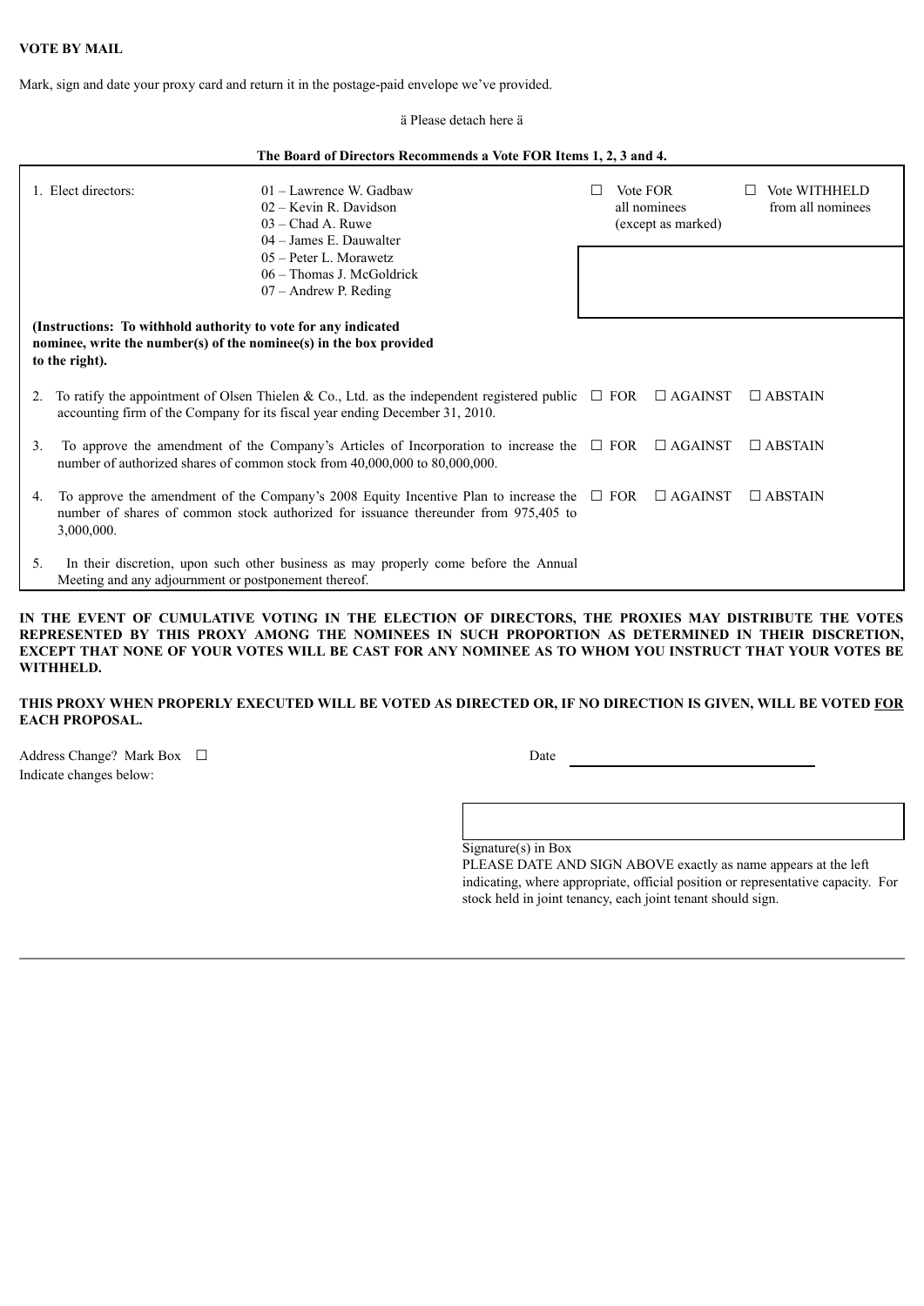**VOTE BY MAIL**

Mark, sign and date your proxy card and return it in the postage-paid envelope we've provided.

ä Please detach here ä

**The Board of Directors Recommends a Vote FOR Items 1, 2, 3 and 4.**

1. Elect directors:
   - 01 – Lawrence W. Gadbaw
   - 02 – Kevin R. Davidson
   - 03 – Chad A. Ruwe
   - 04 – James E. Dauwalter
   - 05 – Peter L. Morawetz
   - 06 – Thomas J. McGoldrick
   - 07 – Andrew P. Reding

   ☐ Vote FOR all nominees (except as marked)   ☐ Vote WITHHELD from all nominees

   **(Instructions: To withhold authority to vote for any indicated nominee, write the number(s) of the nominee(s) in the box provided to the right).**

2. To ratify the appointment of Olsen Thielen & Co., Ltd. as the independent registered public accounting firm of the Company for its fiscal year ending December 31, 2010. ☐ FOR ☐ AGAINST ☐ ABSTAIN

3. To approve the amendment of the Company's Articles of Incorporation to increase the number of authorized shares of common stock from 40,000,000 to 80,000,000. ☐ FOR ☐ AGAINST ☐ ABSTAIN

4. To approve the amendment of the Company's 2008 Equity Incentive Plan to increase the number of shares of common stock authorized for issuance thereunder from 975,405 to 3,000,000. ☐ FOR ☐ AGAINST ☐ ABSTAIN

5. In their discretion, upon such other business as may properly come before the Annual Meeting and any adjournment or postponement thereof.

**IN THE EVENT OF CUMULATIVE VOTING IN THE ELECTION OF DIRECTORS, THE PROXIES MAY DISTRIBUTE THE VOTES REPRESENTED BY THIS PROXY AMONG THE NOMINEES IN SUCH PROPORTION AS DETERMINED IN THEIR DISCRETION, EXCEPT THAT NONE OF YOUR VOTES WILL BE CAST FOR ANY NOMINEE AS TO WHOM YOU INSTRUCT THAT YOUR VOTES BE WITHHELD.**

**THIS PROXY WHEN PROPERLY EXECUTED WILL BE VOTED AS DIRECTED OR, IF NO DIRECTION IS GIVEN, WILL BE VOTED FOR EACH PROPOSAL.**

Address Change? Mark Box ☐
Indicate changes below:

Date ______________________

Signature(s) in Box

PLEASE DATE AND SIGN ABOVE exactly as name appears at the left indicating, where appropriate, official position or representative capacity. For stock held in joint tenancy, each joint tenant should sign.